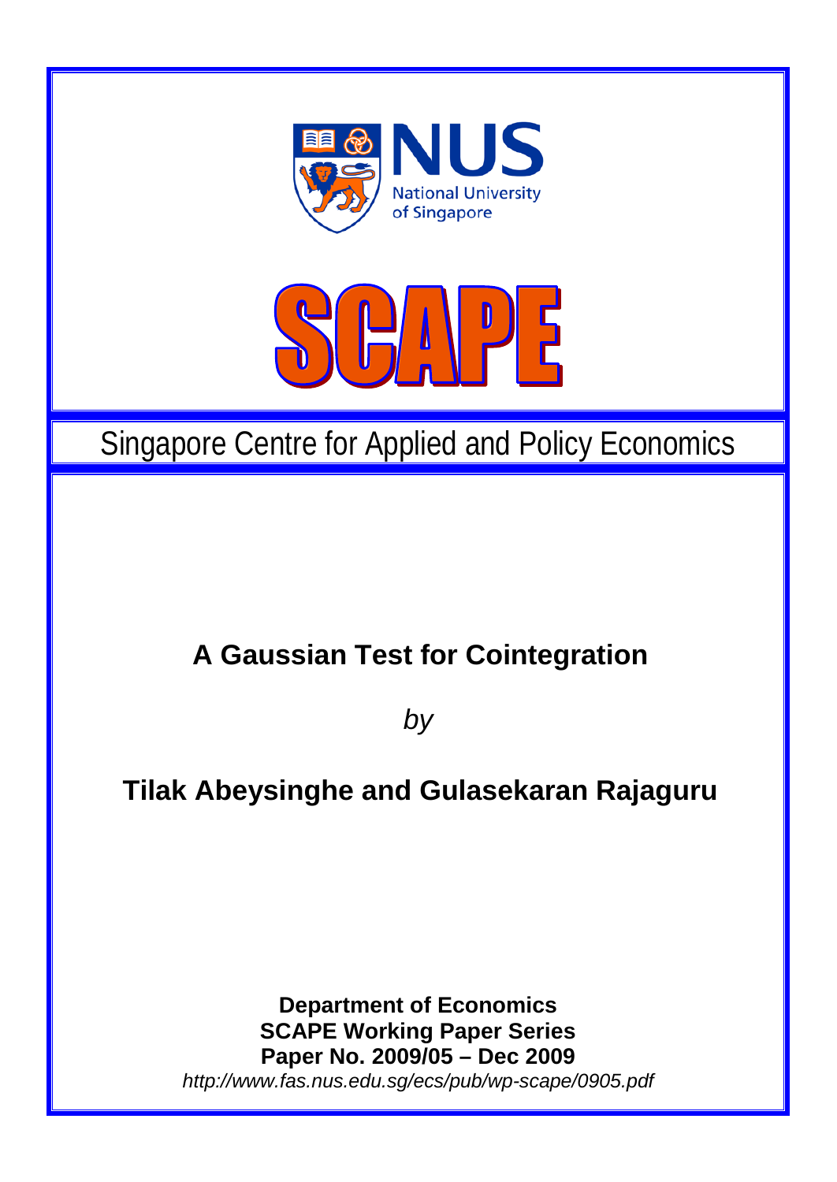NUS

National University of Singapore

SCAPE

Singapore Centre for Applied and Policy Economics

# A Gaussian Test for Cointegration

*by*

**Tilak Abeysinghe and Gulasekaran Rajaguru**

**Department of Economics**
**SCAPE Working Paper Series**
**Paper No. 2009/05 – Dec 2009**

*http://www.fas.nus.edu.sg/ecs/pub/wp-scape/0905.pdf*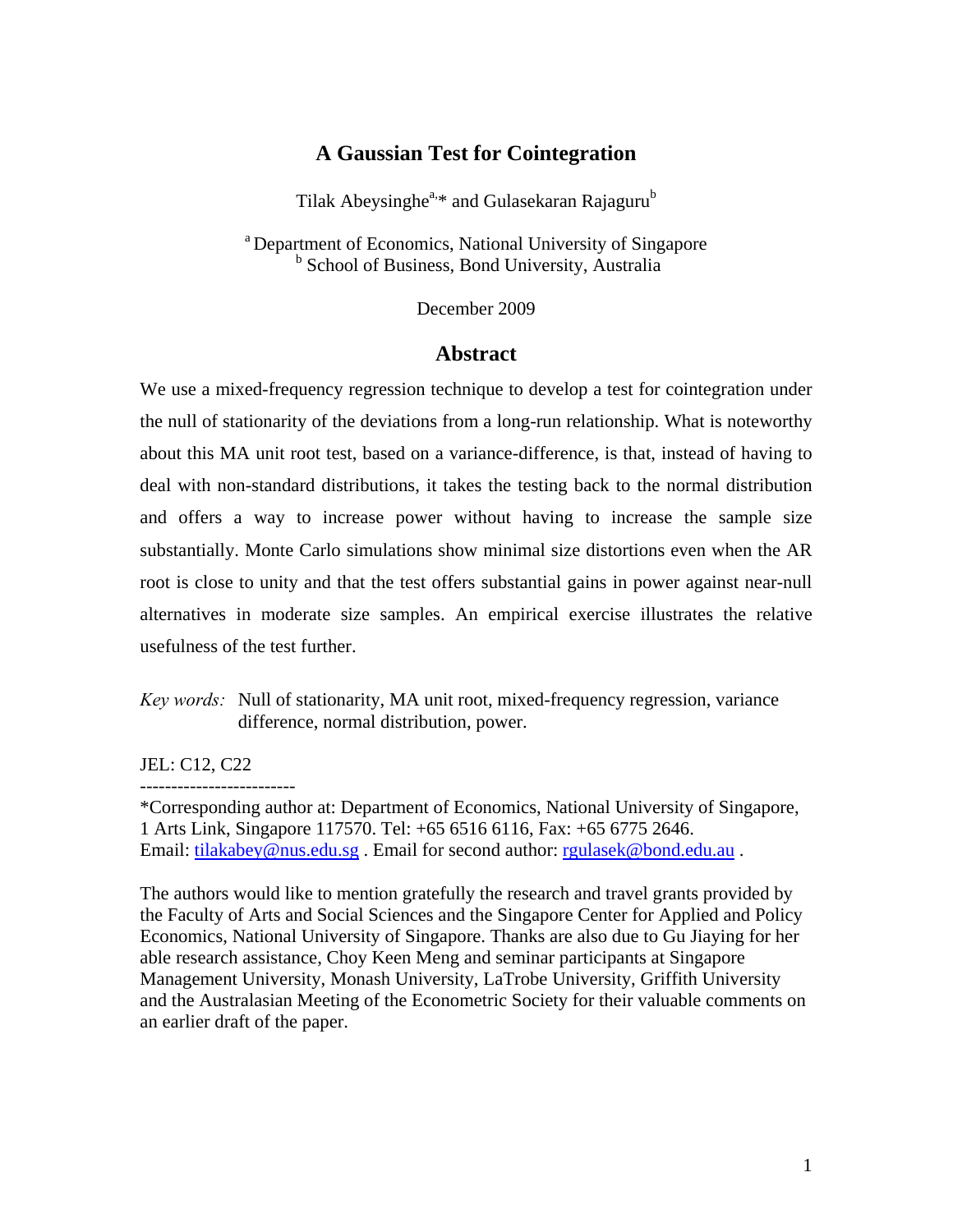# A Gaussian Test for Cointegration

Tilak Abeysinghe[a,*] and Gulasekaran Rajaguru[b]

[a] Department of Economics, National University of Singapore
[b] School of Business, Bond University, Australia

December 2009

## Abstract

We use a mixed-frequency regression technique to develop a test for cointegration under the null of stationarity of the deviations from a long-run relationship. What is noteworthy about this MA unit root test, based on a variance-difference, is that, instead of having to deal with non-standard distributions, it takes the testing back to the normal distribution and offers a way to increase power without having to increase the sample size substantially. Monte Carlo simulations show minimal size distortions even when the AR root is close to unity and that the test offers substantial gains in power against near-null alternatives in moderate size samples. An empirical exercise illustrates the relative usefulness of the test further.

*Key words:* Null of stationarity, MA unit root, mixed-frequency regression, variance difference, normal distribution, power.

JEL: C12, C22

-------------------------

*Corresponding author at: Department of Economics, National University of Singapore, 1 Arts Link, Singapore 117570. Tel: +65 6516 6116, Fax: +65 6775 2646. Email: tilakabey@nus.edu.sg . Email for second author: rgulasek@bond.edu.au .

The authors would like to mention gratefully the research and travel grants provided by the Faculty of Arts and Social Sciences and the Singapore Center for Applied and Policy Economics, National University of Singapore. Thanks are also due to Gu Jiaying for her able research assistance, Choy Keen Meng and seminar participants at Singapore Management University, Monash University, LaTrobe University, Griffith University and the Australasian Meeting of the Econometric Society for their valuable comments on an earlier draft of the paper.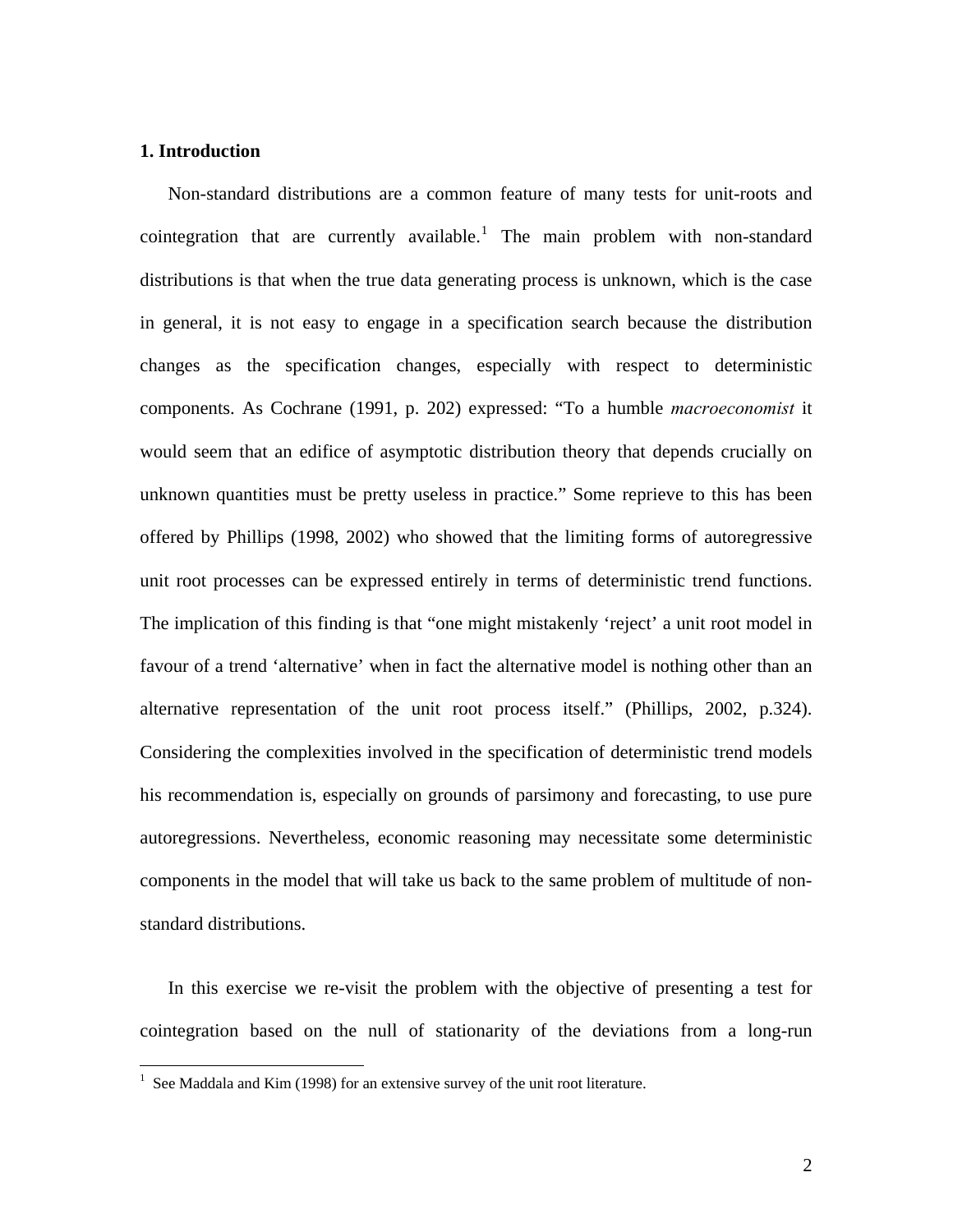## 1. Introduction

Non-standard distributions are a common feature of many tests for unit-roots and cointegration that are currently available.[1] The main problem with non-standard distributions is that when the true data generating process is unknown, which is the case in general, it is not easy to engage in a specification search because the distribution changes as the specification changes, especially with respect to deterministic components. As Cochrane (1991, p. 202) expressed: "To a humble *macroeconomist* it would seem that an edifice of asymptotic distribution theory that depends crucially on unknown quantities must be pretty useless in practice." Some reprieve to this has been offered by Phillips (1998, 2002) who showed that the limiting forms of autoregressive unit root processes can be expressed entirely in terms of deterministic trend functions. The implication of this finding is that "one might mistakenly 'reject' a unit root model in favour of a trend 'alternative' when in fact the alternative model is nothing other than an alternative representation of the unit root process itself." (Phillips, 2002, p.324). Considering the complexities involved in the specification of deterministic trend models his recommendation is, especially on grounds of parsimony and forecasting, to use pure autoregressions. Nevertheless, economic reasoning may necessitate some deterministic components in the model that will take us back to the same problem of multitude of non-standard distributions.

In this exercise we re-visit the problem with the objective of presenting a test for cointegration based on the null of stationarity of the deviations from a long-run

[1] See Maddala and Kim (1998) for an extensive survey of the unit root literature.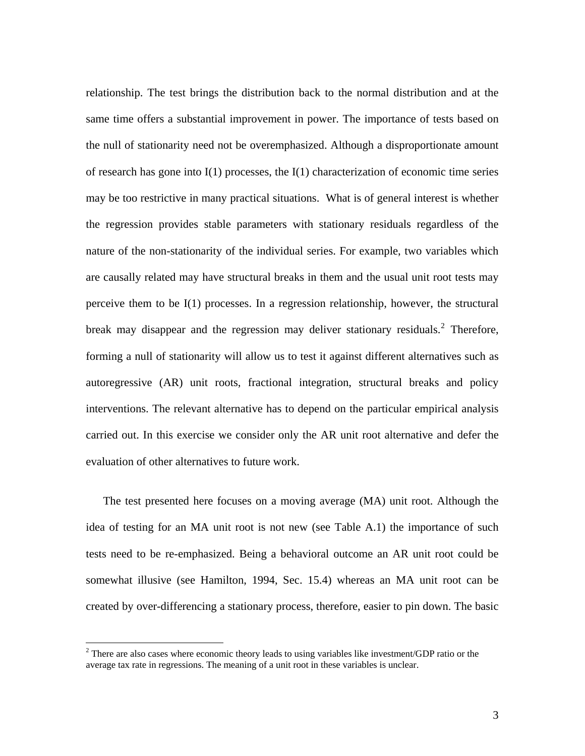relationship. The test brings the distribution back to the normal distribution and at the same time offers a substantial improvement in power. The importance of tests based on the null of stationarity need not be overemphasized. Although a disproportionate amount of research has gone into I(1) processes, the I(1) characterization of economic time series may be too restrictive in many practical situations. What is of general interest is whether the regression provides stable parameters with stationary residuals regardless of the nature of the non-stationarity of the individual series. For example, two variables which are causally related may have structural breaks in them and the usual unit root tests may perceive them to be I(1) processes. In a regression relationship, however, the structural break may disappear and the regression may deliver stationary residuals.[2] Therefore, forming a null of stationarity will allow us to test it against different alternatives such as autoregressive (AR) unit roots, fractional integration, structural breaks and policy interventions. The relevant alternative has to depend on the particular empirical analysis carried out. In this exercise we consider only the AR unit root alternative and defer the evaluation of other alternatives to future work.

The test presented here focuses on a moving average (MA) unit root. Although the idea of testing for an MA unit root is not new (see Table A.1) the importance of such tests need to be re-emphasized. Being a behavioral outcome an AR unit root could be somewhat illusive (see Hamilton, 1994, Sec. 15.4) whereas an MA unit root can be created by over-differencing a stationary process, therefore, easier to pin down. The basic

[2] There are also cases where economic theory leads to using variables like investment/GDP ratio or the average tax rate in regressions. The meaning of a unit root in these variables is unclear.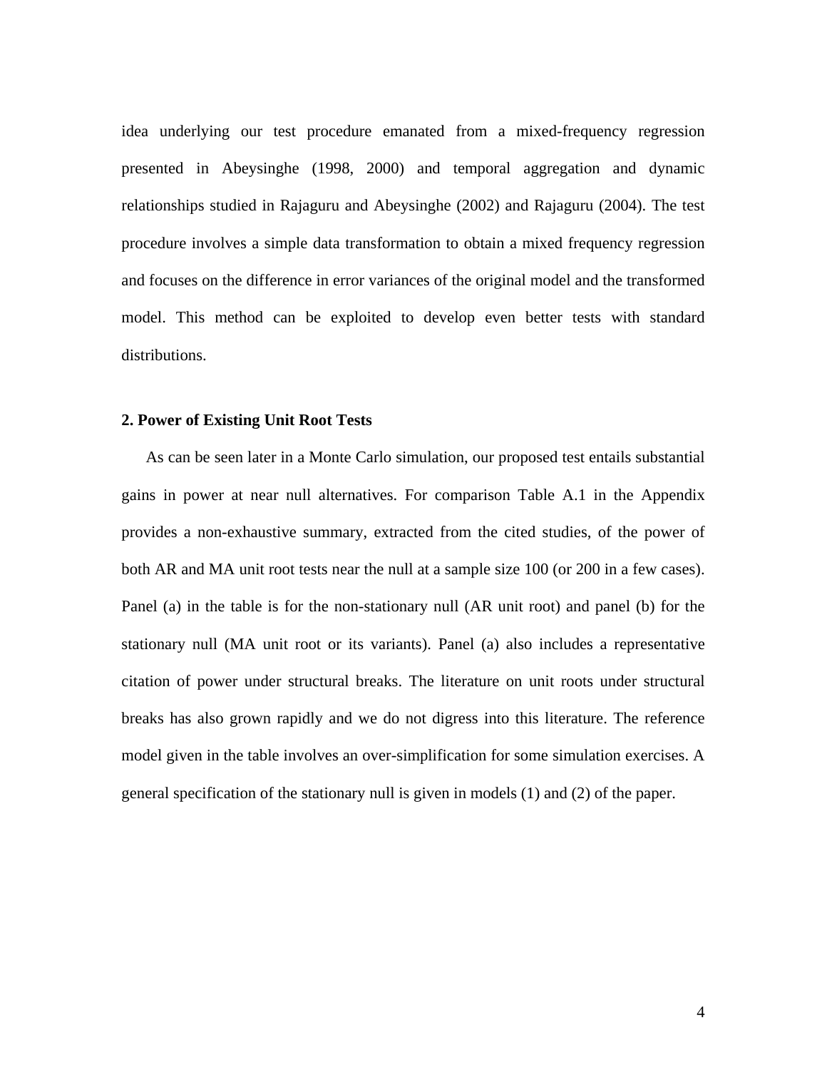idea underlying our test procedure emanated from a mixed-frequency regression presented in Abeysinghe (1998, 2000) and temporal aggregation and dynamic relationships studied in Rajaguru and Abeysinghe (2002) and Rajaguru (2004). The test procedure involves a simple data transformation to obtain a mixed frequency regression and focuses on the difference in error variances of the original model and the transformed model. This method can be exploited to develop even better tests with standard distributions.

## 2. Power of Existing Unit Root Tests

As can be seen later in a Monte Carlo simulation, our proposed test entails substantial gains in power at near null alternatives. For comparison Table A.1 in the Appendix provides a non-exhaustive summary, extracted from the cited studies, of the power of both AR and MA unit root tests near the null at a sample size 100 (or 200 in a few cases). Panel (a) in the table is for the non-stationary null (AR unit root) and panel (b) for the stationary null (MA unit root or its variants). Panel (a) also includes a representative citation of power under structural breaks. The literature on unit roots under structural breaks has also grown rapidly and we do not digress into this literature. The reference model given in the table involves an over-simplification for some simulation exercises. A general specification of the stationary null is given in models (1) and (2) of the paper.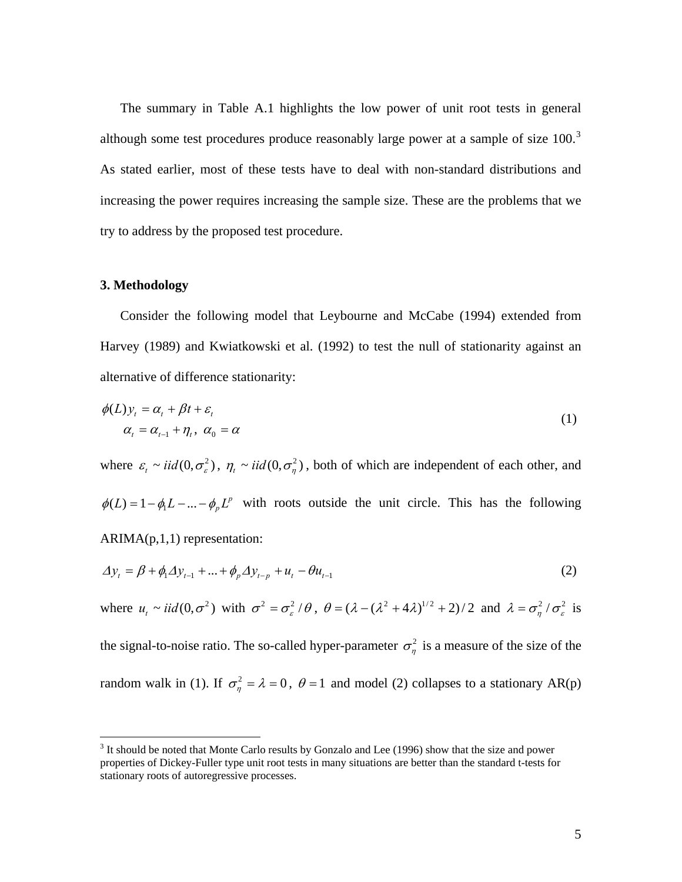The summary in Table A.1 highlights the low power of unit root tests in general although some test procedures produce reasonably large power at a sample of size 100.[3] As stated earlier, most of these tests have to deal with non-standard distributions and increasing the power requires increasing the sample size. These are the problems that we try to address by the proposed test procedure.

## 3. Methodology

Consider the following model that Leybourne and McCabe (1994) extended from Harvey (1989) and Kwiatkowski et al. (1992) to test the null of stationarity against an alternative of difference stationarity:

$$\begin{aligned} \phi(L) y_t &= \alpha_t + \beta t + \varepsilon_t \\ \alpha_t &= \alpha_{t-1} + \eta_t, \; \alpha_0 = \alpha \end{aligned} \tag{1}$$

where $\varepsilon_t \sim iid(0, \sigma_\varepsilon^2)$, $\eta_t \sim iid(0, \sigma_\eta^2)$, both of which are independent of each other, and $\phi(L) = 1 - \phi_1 L - ... - \phi_p L^p$ with roots outside the unit circle. This has the following ARIMA(p,1,1) representation:

$$\Delta y_t = \beta + \phi_1 \Delta y_{t-1} + ... + \phi_p \Delta y_{t-p} + u_t - \theta u_{t-1} \tag{2}$$

where $u_t \sim iid(0, \sigma^2)$ with $\sigma^2 = \sigma_\varepsilon^2 / \theta$, $\theta = (\lambda - (\lambda^2 + 4\lambda)^{1/2} + 2)/2$ and $\lambda = \sigma_\eta^2 / \sigma_\varepsilon^2$ is the signal-to-noise ratio. The so-called hyper-parameter $\sigma_\eta^2$ is a measure of the size of the random walk in (1). If $\sigma_\eta^2 = \lambda = 0$, $\theta = 1$ and model (2) collapses to a stationary AR(p)

[3] It should be noted that Monte Carlo results by Gonzalo and Lee (1996) show that the size and power properties of Dickey-Fuller type unit root tests in many situations are better than the standard t-tests for stationary roots of autoregressive processes.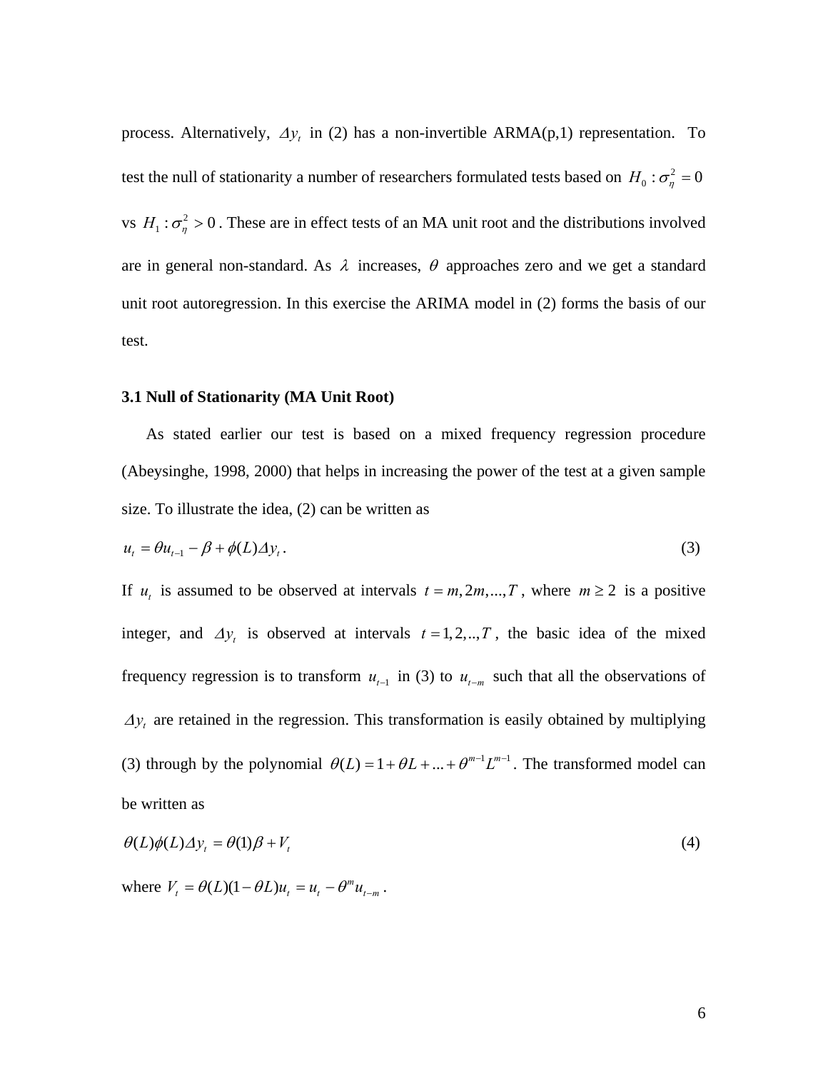process. Alternatively, $\Delta y_t$ in (2) has a non-invertible ARMA(p,1) representation. To test the null of stationarity a number of researchers formulated tests based on $H_0 : \sigma_\eta^2 = 0$ vs $H_1 : \sigma_\eta^2 > 0$. These are in effect tests of an MA unit root and the distributions involved are in general non-standard. As $\lambda$ increases, $\theta$ approaches zero and we get a standard unit root autoregression. In this exercise the ARIMA model in (2) forms the basis of our test.

### 3.1 Null of Stationarity (MA Unit Root)

As stated earlier our test is based on a mixed frequency regression procedure (Abeysinghe, 1998, 2000) that helps in increasing the power of the test at a given sample size. To illustrate the idea, (2) can be written as

$$u_t = \theta u_{t-1} - \beta + \phi(L)\Delta y_t . \tag{3}$$

If $u_t$ is assumed to be observed at intervals $t = m, 2m, ..., T$, where $m \geq 2$ is a positive integer, and $\Delta y_t$ is observed at intervals $t = 1, 2, .., T$, the basic idea of the mixed frequency regression is to transform $u_{t-1}$ in (3) to $u_{t-m}$ such that all the observations of $\Delta y_t$ are retained in the regression. This transformation is easily obtained by multiplying (3) through by the polynomial $\theta(L) = 1 + \theta L + ... + \theta^{m-1} L^{m-1}$. The transformed model can be written as

$$\theta(L)\phi(L)\Delta y_t = \theta(1)\beta + V_t \tag{4}$$

where $V_t = \theta(L)(1 - \theta L)u_t = u_t - \theta^m u_{t-m}$.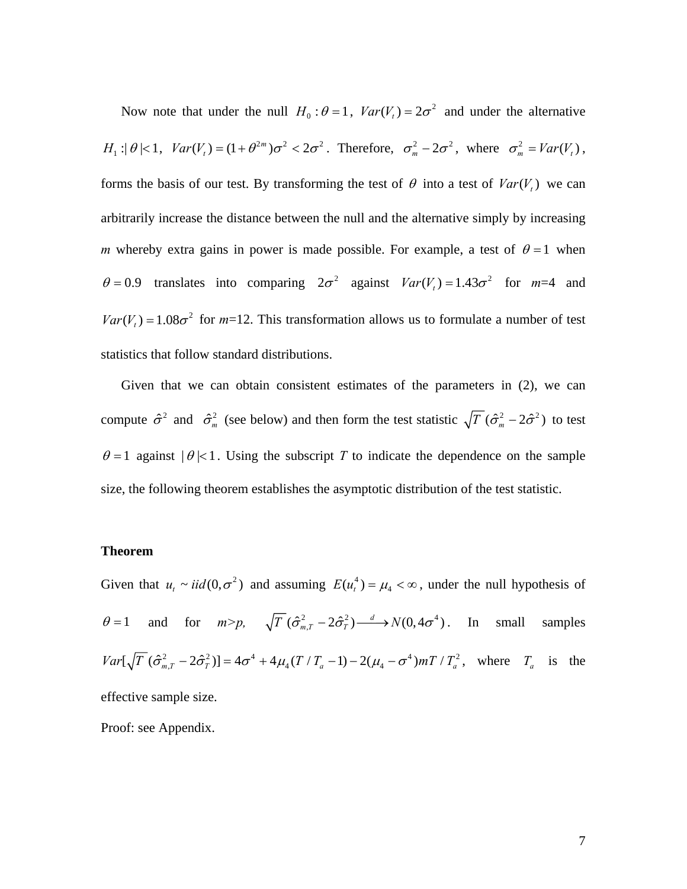Now note that under the null $H_0 : \theta = 1$, $Var(V_t) = 2\sigma^2$ and under the alternative $H_1 :| \theta |< 1$, $Var(V_t) = (1+\theta^{2m})\sigma^2 < 2\sigma^2$. Therefore, $\sigma_m^2 - 2\sigma^2$, where $\sigma_m^2 = Var(V_t)$, forms the basis of our test. By transforming the test of $\theta$ into a test of $Var(V_t)$ we can arbitrarily increase the distance between the null and the alternative simply by increasing $m$ whereby extra gains in power is made possible. For example, a test of $\theta = 1$ when $\theta = 0.9$ translates into comparing $2\sigma^2$ against $Var(V_t) = 1.43\sigma^2$ for $m$=4 and $Var(V_t) = 1.08\sigma^2$ for $m$=12. This transformation allows us to formulate a number of test statistics that follow standard distributions.

Given that we can obtain consistent estimates of the parameters in (2), we can compute $\hat{\sigma}^2$ and $\hat{\sigma}_m^2$ (see below) and then form the test statistic $\sqrt{T}\,(\hat{\sigma}_m^2 - 2\hat{\sigma}^2)$ to test $\theta = 1$ against $| \theta |< 1$. Using the subscript $T$ to indicate the dependence on the sample size, the following theorem establishes the asymptotic distribution of the test statistic.

**Theorem**

Given that $u_t \sim iid(0,\sigma^2)$ and assuming $E(u_t^4) = \mu_4 < \infty$, under the null hypothesis of $\theta = 1$ and for $m>p$, $\sqrt{T}\,(\hat{\sigma}_{m,T}^2 - 2\hat{\sigma}_T^2) \xrightarrow{d} N(0, 4\sigma^4)$. In small samples $Var[\sqrt{T}\,(\hat{\sigma}_{m,T}^2 - 2\hat{\sigma}_T^2)] = 4\sigma^4 + 4\mu_4(T/T_a - 1) - 2(\mu_4 - \sigma^4)mT/T_a^2$, where $T_a$ is the effective sample size.

Proof: see Appendix.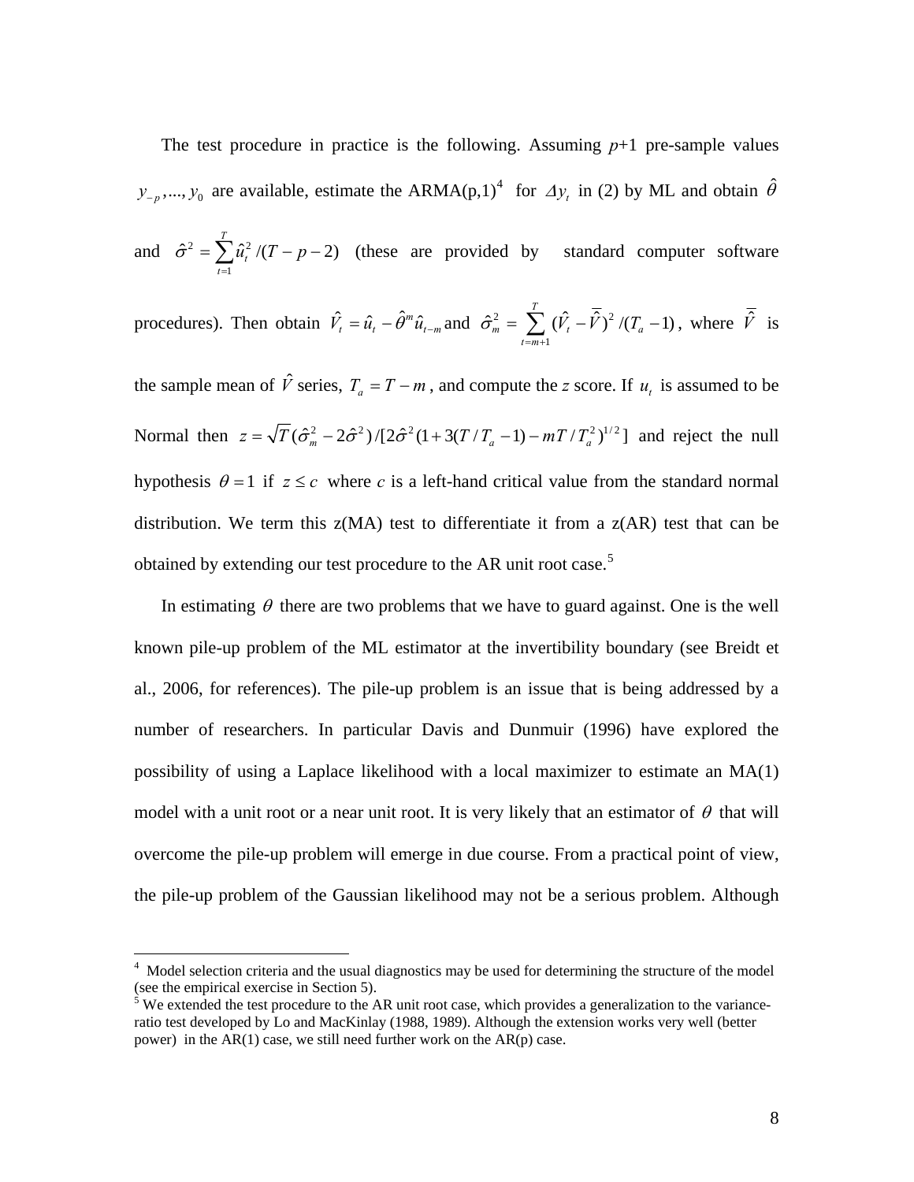The test procedure in practice is the following. Assuming $p$+1 pre-sample values $y_{-p},...,y_0$ are available, estimate the ARMA(p,1)[4] for $\Delta y_t$ in (2) by ML and obtain $\hat{\theta}$ and $\hat{\sigma}^2 = \sum_{t=1}^{T} \hat{u}_t^2 /(T-p-2)$ (these are provided by standard computer software procedures). Then obtain $\hat{V}_t = \hat{u}_t - \hat{\theta}^m \hat{u}_{t-m}$ and $\hat{\sigma}_m^2 = \sum_{t=m+1}^{T} (\hat{V}_t - \bar{\hat{V}})^2 /(T_a - 1)$, where $\bar{\hat{V}}$ is the sample mean of $\hat{V}$ series, $T_a = T - m$, and compute the $z$ score. If $u_t$ is assumed to be Normal then $z = \sqrt{T}(\hat{\sigma}_m^2 - 2\hat{\sigma}^2)/[2\hat{\sigma}^2(1 + 3(T/T_a - 1) - mT/T_a^2)^{1/2}]$ and reject the null hypothesis $\theta = 1$ if $z \leq c$ where $c$ is a left-hand critical value from the standard normal distribution. We term this z(MA) test to differentiate it from a z(AR) test that can be obtained by extending our test procedure to the AR unit root case.[5]

In estimating $\theta$ there are two problems that we have to guard against. One is the well known pile-up problem of the ML estimator at the invertibility boundary (see Breidt et al., 2006, for references). The pile-up problem is an issue that is being addressed by a number of researchers. In particular Davis and Dunmuir (1996) have explored the possibility of using a Laplace likelihood with a local maximizer to estimate an MA(1) model with a unit root or a near unit root. It is very likely that an estimator of $\theta$ that will overcome the pile-up problem will emerge in due course. From a practical point of view, the pile-up problem of the Gaussian likelihood may not be a serious problem. Although

[4] Model selection criteria and the usual diagnostics may be used for determining the structure of the model (see the empirical exercise in Section 5).

[5] We extended the test procedure to the AR unit root case, which provides a generalization to the variance-ratio test developed by Lo and MacKinlay (1988, 1989). Although the extension works very well (better power) in the AR(1) case, we still need further work on the AR(p) case.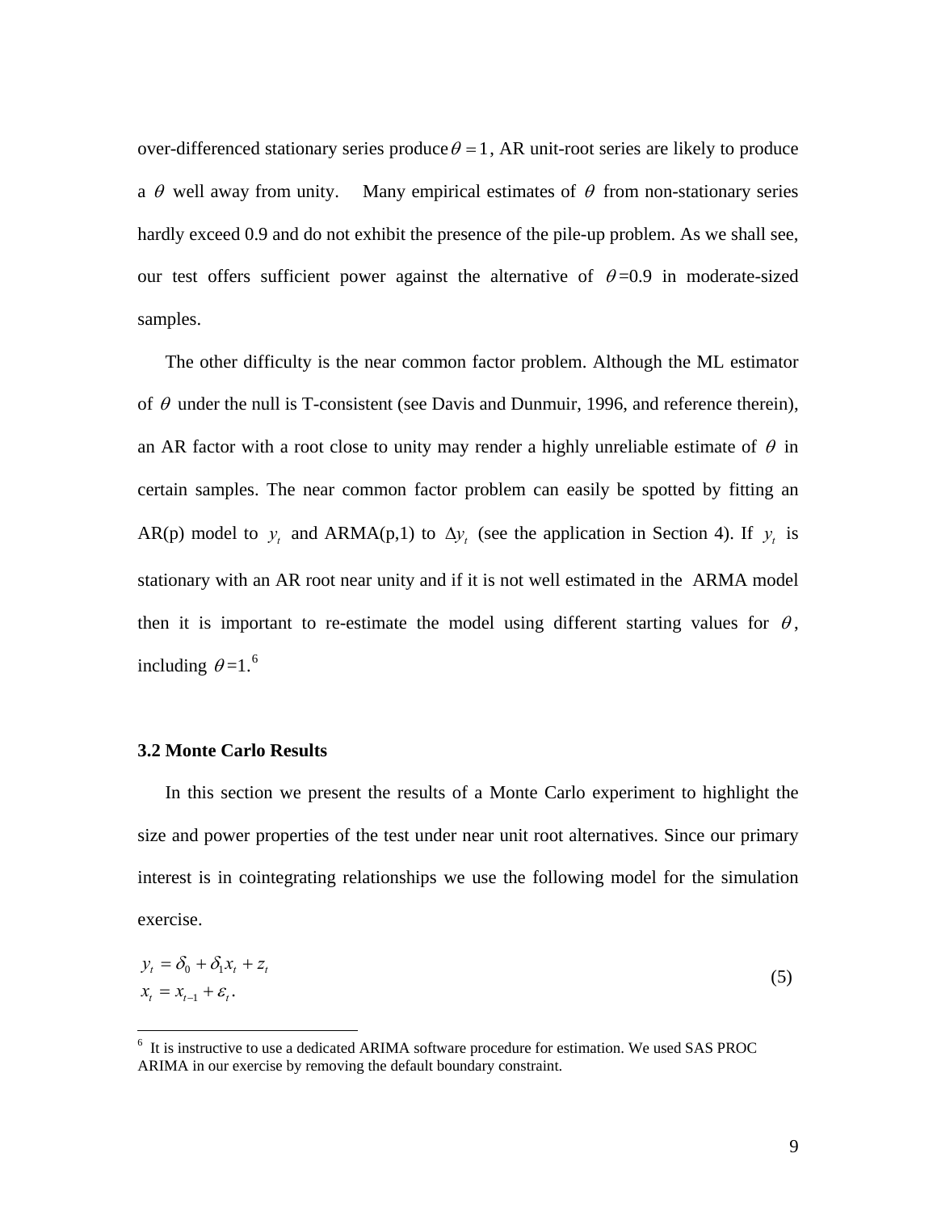over-differenced stationary series produce $\theta = 1$, AR unit-root series are likely to produce a $\theta$ well away from unity. Many empirical estimates of $\theta$ from non-stationary series hardly exceed 0.9 and do not exhibit the presence of the pile-up problem. As we shall see, our test offers sufficient power against the alternative of $\theta$=0.9 in moderate-sized samples.

The other difficulty is the near common factor problem. Although the ML estimator of $\theta$ under the null is T-consistent (see Davis and Dunmuir, 1996, and reference therein), an AR factor with a root close to unity may render a highly unreliable estimate of $\theta$ in certain samples. The near common factor problem can easily be spotted by fitting an AR(p) model to $y_t$ and ARMA(p,1) to $\Delta y_t$ (see the application in Section 4). If $y_t$ is stationary with an AR root near unity and if it is not well estimated in the ARMA model then it is important to re-estimate the model using different starting values for $\theta$, including $\theta$=1.[6]

### 3.2 Monte Carlo Results

In this section we present the results of a Monte Carlo experiment to highlight the size and power properties of the test under near unit root alternatives. Since our primary interest is in cointegrating relationships we use the following model for the simulation exercise.

$$
\begin{aligned}
y_t &= \delta_0 + \delta_1 x_t + z_t \\
x_t &= x_{t-1} + \varepsilon_t .
\end{aligned}
\tag{5}
$$

[6] It is instructive to use a dedicated ARIMA software procedure for estimation. We used SAS PROC ARIMA in our exercise by removing the default boundary constraint.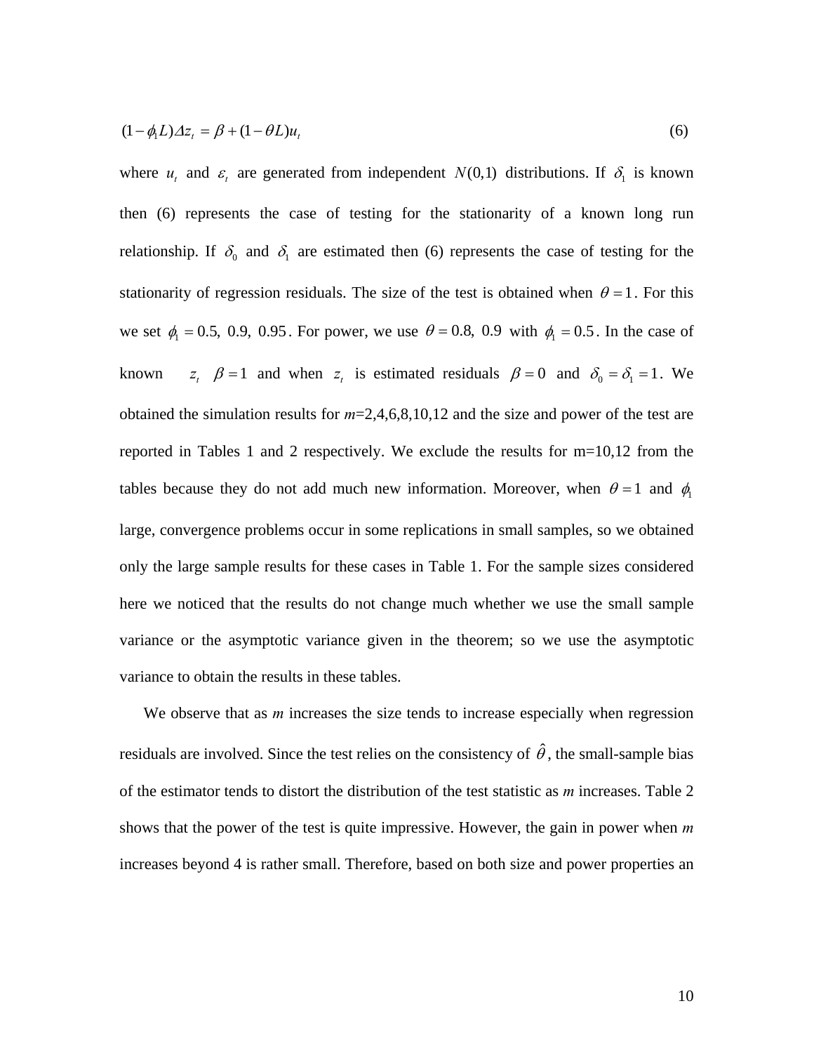$$(1-\phi_1 L)\Delta z_t = \beta + (1-\theta L)u_t \tag{6}$$

where $u_t$ and $\varepsilon_t$ are generated from independent $N(0,1)$ distributions. If $\delta_1$ is known then (6) represents the case of testing for the stationarity of a known long run relationship. If $\delta_0$ and $\delta_1$ are estimated then (6) represents the case of testing for the stationarity of regression residuals. The size of the test is obtained when $\theta = 1$. For this we set $\phi_1 = 0.5,\ 0.9,\ 0.95$. For power, we use $\theta = 0.8,\ 0.9$ with $\phi_1 = 0.5$. In the case of known $z_t$ $\beta = 1$ and when $z_t$ is estimated residuals $\beta = 0$ and $\delta_0 = \delta_1 = 1$. We obtained the simulation results for *m*=2,4,6,8,10,12 and the size and power of the test are reported in Tables 1 and 2 respectively. We exclude the results for m=10,12 from the tables because they do not add much new information. Moreover, when $\theta = 1$ and $\phi_1$ large, convergence problems occur in some replications in small samples, so we obtained only the large sample results for these cases in Table 1. For the sample sizes considered here we noticed that the results do not change much whether we use the small sample variance or the asymptotic variance given in the theorem; so we use the asymptotic variance to obtain the results in these tables.

We observe that as *m* increases the size tends to increase especially when regression residuals are involved. Since the test relies on the consistency of $\hat{\theta}$, the small-sample bias of the estimator tends to distort the distribution of the test statistic as *m* increases. Table 2 shows that the power of the test is quite impressive. However, the gain in power when *m* increases beyond 4 is rather small. Therefore, based on both size and power properties an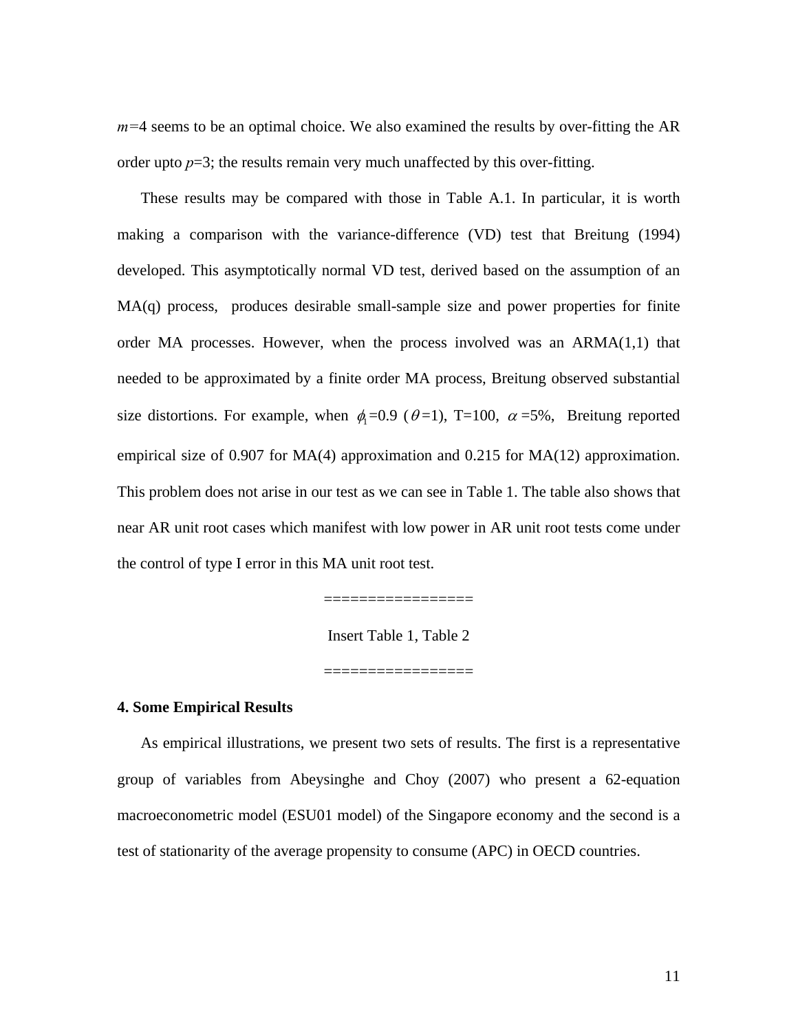$m$=4 seems to be an optimal choice. We also examined the results by over-fitting the AR order upto $p$=3; the results remain very much unaffected by this over-fitting.

These results may be compared with those in Table A.1. In particular, it is worth making a comparison with the variance-difference (VD) test that Breitung (1994) developed. This asymptotically normal VD test, derived based on the assumption of an MA(q) process, produces desirable small-sample size and power properties for finite order MA processes. However, when the process involved was an ARMA(1,1) that needed to be approximated by a finite order MA process, Breitung observed substantial size distortions. For example, when $\phi_1$=0.9 ($\theta$=1), T=100, $\alpha$ =5%, Breitung reported empirical size of 0.907 for MA(4) approximation and 0.215 for MA(12) approximation. This problem does not arise in our test as we can see in Table 1. The table also shows that near AR unit root cases which manifest with low power in AR unit root tests come under the control of type I error in this MA unit root test.

=================

Insert Table 1, Table 2

=================

**4. Some Empirical Results**

As empirical illustrations, we present two sets of results. The first is a representative group of variables from Abeysinghe and Choy (2007) who present a 62-equation macroeconometric model (ESU01 model) of the Singapore economy and the second is a test of stationarity of the average propensity to consume (APC) in OECD countries.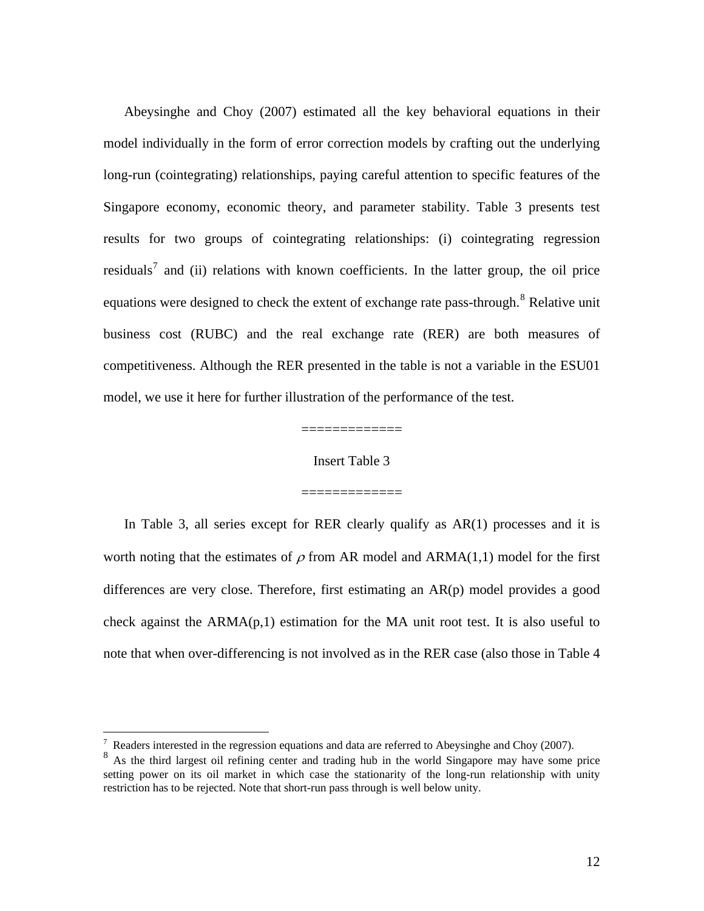Abeysinghe and Choy (2007) estimated all the key behavioral equations in their model individually in the form of error correction models by crafting out the underlying long-run (cointegrating) relationships, paying careful attention to specific features of the Singapore economy, economic theory, and parameter stability. Table 3 presents test results for two groups of cointegrating relationships: (i) cointegrating regression residuals[7] and (ii) relations with known coefficients. In the latter group, the oil price equations were designed to check the extent of exchange rate pass-through.[8] Relative unit business cost (RUBC) and the real exchange rate (RER) are both measures of competitiveness. Although the RER presented in the table is not a variable in the ESU01 model, we use it here for further illustration of the performance of the test.

=============

Insert Table 3

=============

In Table 3, all series except for RER clearly qualify as AR(1) processes and it is worth noting that the estimates of $\rho$ from AR model and ARMA(1,1) model for the first differences are very close. Therefore, first estimating an AR(p) model provides a good check against the ARMA(p,1) estimation for the MA unit root test. It is also useful to note that when over-differencing is not involved as in the RER case (also those in Table 4

---

[7] Readers interested in the regression equations and data are referred to Abeysinghe and Choy (2007).

[8] As the third largest oil refining center and trading hub in the world Singapore may have some price setting power on its oil market in which case the stationarity of the long-run relationship with unity restriction has to be rejected. Note that short-run pass through is well below unity.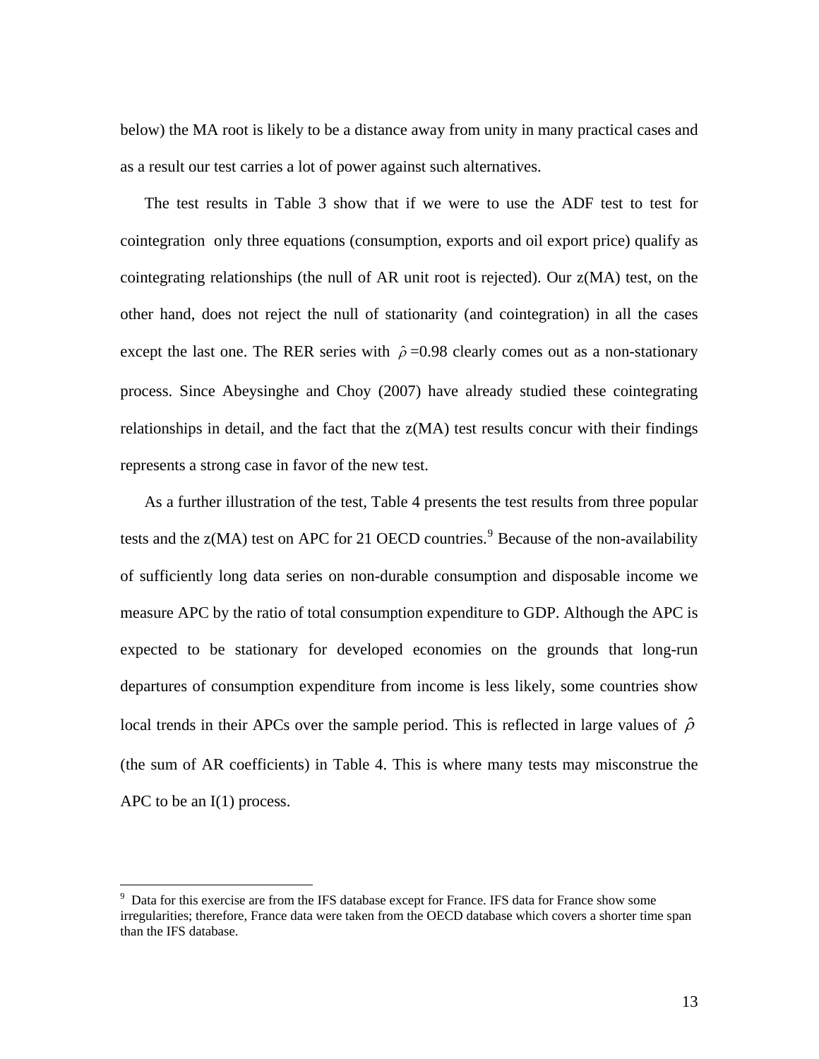below) the MA root is likely to be a distance away from unity in many practical cases and as a result our test carries a lot of power against such alternatives.

The test results in Table 3 show that if we were to use the ADF test to test for cointegration only three equations (consumption, exports and oil export price) qualify as cointegrating relationships (the null of AR unit root is rejected). Our z(MA) test, on the other hand, does not reject the null of stationarity (and cointegration) in all the cases except the last one. The RER series with $\hat{\rho}$ =0.98 clearly comes out as a non-stationary process. Since Abeysinghe and Choy (2007) have already studied these cointegrating relationships in detail, and the fact that the z(MA) test results concur with their findings represents a strong case in favor of the new test.

As a further illustration of the test, Table 4 presents the test results from three popular tests and the z(MA) test on APC for 21 OECD countries.[9] Because of the non-availability of sufficiently long data series on non-durable consumption and disposable income we measure APC by the ratio of total consumption expenditure to GDP. Although the APC is expected to be stationary for developed economies on the grounds that long-run departures of consumption expenditure from income is less likely, some countries show local trends in their APCs over the sample period. This is reflected in large values of $\hat{\rho}$ (the sum of AR coefficients) in Table 4. This is where many tests may misconstrue the APC to be an I(1) process.

[9] Data for this exercise are from the IFS database except for France. IFS data for France show some irregularities; therefore, France data were taken from the OECD database which covers a shorter time span than the IFS database.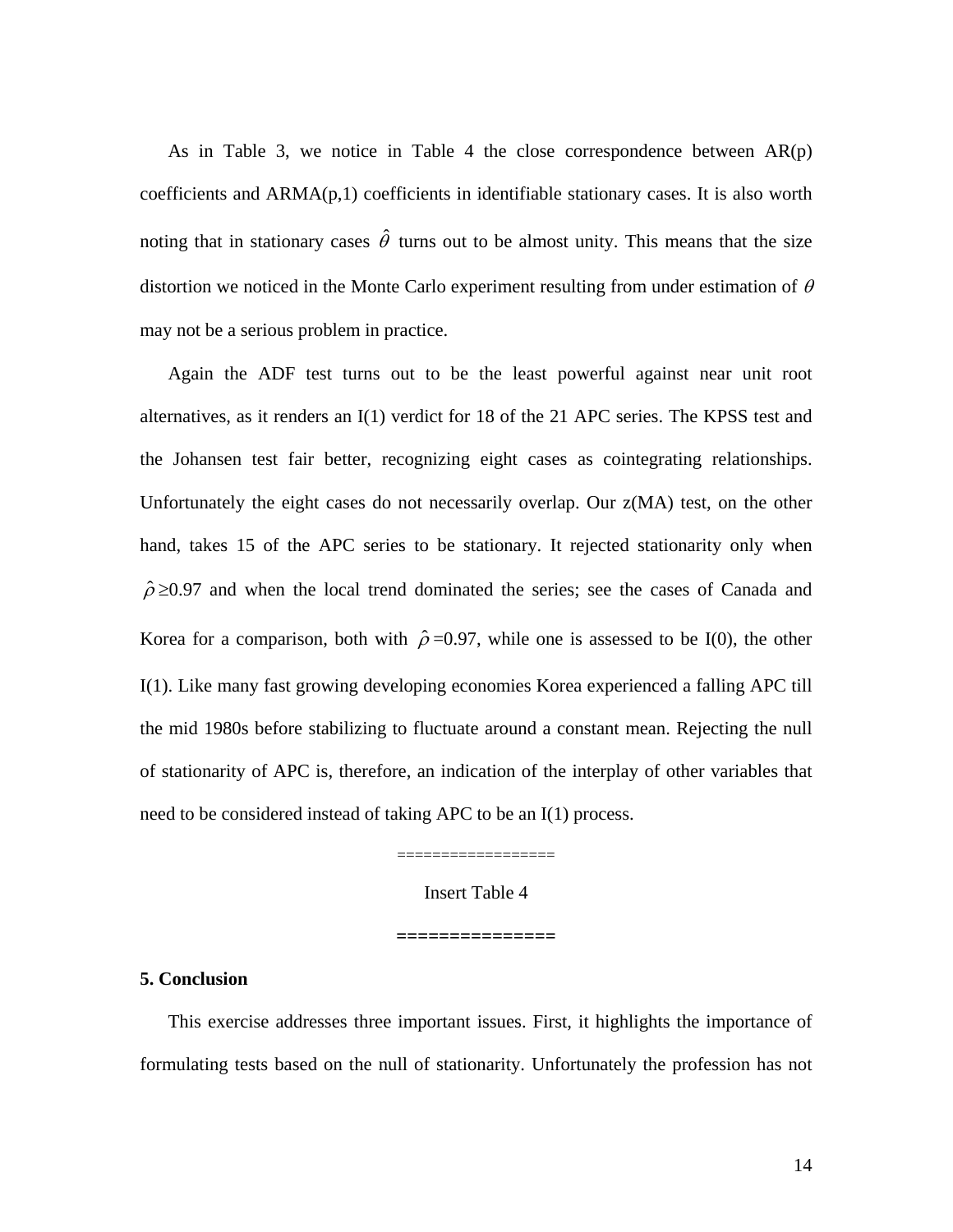As in Table 3, we notice in Table 4 the close correspondence between AR(p) coefficients and ARMA(p,1) coefficients in identifiable stationary cases. It is also worth noting that in stationary cases $\hat{\theta}$ turns out to be almost unity. This means that the size distortion we noticed in the Monte Carlo experiment resulting from under estimation of $\theta$ may not be a serious problem in practice.

Again the ADF test turns out to be the least powerful against near unit root alternatives, as it renders an I(1) verdict for 18 of the 21 APC series. The KPSS test and the Johansen test fair better, recognizing eight cases as cointegrating relationships. Unfortunately the eight cases do not necessarily overlap. Our z(MA) test, on the other hand, takes 15 of the APC series to be stationary. It rejected stationarity only when $\hat{\rho} \geq 0.97$ and when the local trend dominated the series; see the cases of Canada and Korea for a comparison, both with $\hat{\rho} = 0.97$, while one is assessed to be I(0), the other I(1). Like many fast growing developing economies Korea experienced a falling APC till the mid 1980s before stabilizing to fluctuate around a constant mean. Rejecting the null of stationarity of APC is, therefore, an indication of the interplay of other variables that need to be considered instead of taking APC to be an I(1) process.

=================

Insert Table 4

===============

## 5. Conclusion

This exercise addresses three important issues. First, it highlights the importance of formulating tests based on the null of stationarity. Unfortunately the profession has not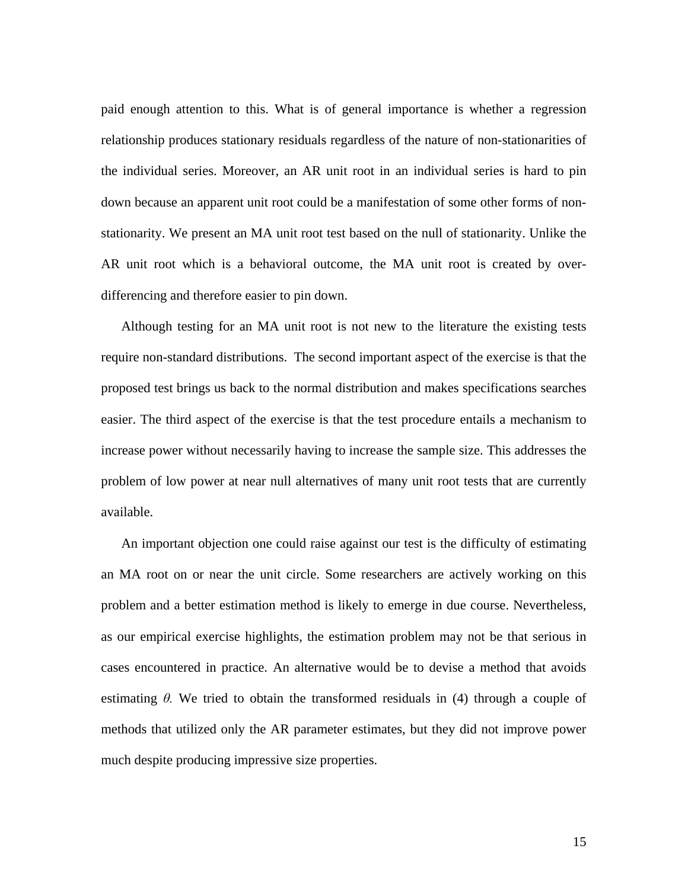paid enough attention to this. What is of general importance is whether a regression relationship produces stationary residuals regardless of the nature of non-stationarities of the individual series. Moreover, an AR unit root in an individual series is hard to pin down because an apparent unit root could be a manifestation of some other forms of non-stationarity. We present an MA unit root test based on the null of stationarity. Unlike the AR unit root which is a behavioral outcome, the MA unit root is created by over-differencing and therefore easier to pin down.

Although testing for an MA unit root is not new to the literature the existing tests require non-standard distributions. The second important aspect of the exercise is that the proposed test brings us back to the normal distribution and makes specifications searches easier. The third aspect of the exercise is that the test procedure entails a mechanism to increase power without necessarily having to increase the sample size. This addresses the problem of low power at near null alternatives of many unit root tests that are currently available.

An important objection one could raise against our test is the difficulty of estimating an MA root on or near the unit circle. Some researchers are actively working on this problem and a better estimation method is likely to emerge in due course. Nevertheless, as our empirical exercise highlights, the estimation problem may not be that serious in cases encountered in practice. An alternative would be to devise a method that avoids estimating $\theta$. We tried to obtain the transformed residuals in (4) through a couple of methods that utilized only the AR parameter estimates, but they did not improve power much despite producing impressive size properties.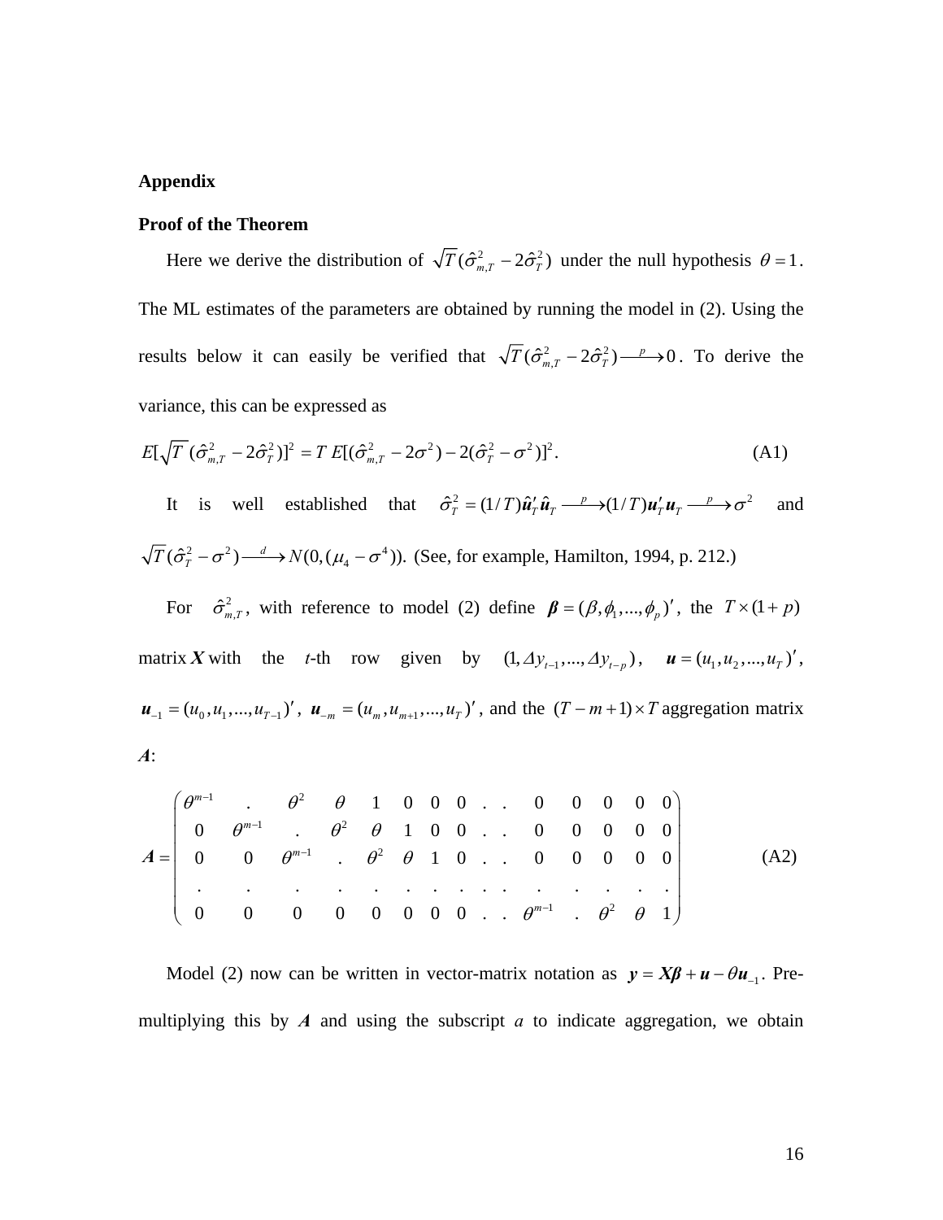**Appendix**

**Proof of the Theorem**

Here we derive the distribution of $\sqrt{T}(\hat{\sigma}^2_{m,T} - 2\hat{\sigma}^2_T)$ under the null hypothesis $\theta = 1$. The ML estimates of the parameters are obtained by running the model in (2). Using the results below it can easily be verified that $\sqrt{T}(\hat{\sigma}^2_{m,T} - 2\hat{\sigma}^2_T) \xrightarrow{p} 0$. To derive the variance, this can be expressed as

$$E[\sqrt{T}\,(\hat{\sigma}^2_{m,T} - 2\hat{\sigma}^2_T)]^2 = T\,E[(\hat{\sigma}^2_{m,T} - 2\sigma^2) - 2(\hat{\sigma}^2_T - \sigma^2)]^2. \tag{A1}$$

It is well established that $\hat{\sigma}^2_T = (1/T)\hat{\boldsymbol{u}}'_T\hat{\boldsymbol{u}}_T \xrightarrow{p} (1/T)\boldsymbol{u}'_T\boldsymbol{u}_T \xrightarrow{p} \sigma^2$ and $\sqrt{T}(\hat{\sigma}^2_T - \sigma^2) \xrightarrow{d} N(0,(\mu_4 - \sigma^4))$. (See, for example, Hamilton, 1994, p. 212.)

For $\hat{\sigma}^2_{m,T}$, with reference to model (2) define $\boldsymbol{\beta} = (\beta, \phi_1, ..., \phi_p)'$, the $T \times (1+p)$ matrix $\boldsymbol{X}$ with the $t$-th row given by $(1, \Delta y_{t-1}, ..., \Delta y_{t-p})$, $\boldsymbol{u} = (u_1, u_2, ..., u_T)'$, $\boldsymbol{u}_{-1} = (u_0, u_1, ..., u_{T-1})'$, $\boldsymbol{u}_{-m} = (u_m, u_{m+1}, ..., u_T)'$, and the $(T-m+1) \times T$ aggregation matrix $\boldsymbol{A}$:

$$\boldsymbol{A} = \begin{pmatrix} \theta^{m-1} & . & \theta^2 & \theta & 1 & 0 & 0 & 0 & . & . & 0 & 0 & 0 & 0 & 0 \\ 0 & \theta^{m-1} & . & \theta^2 & \theta & 1 & 0 & 0 & . & . & 0 & 0 & 0 & 0 & 0 \\ 0 & 0 & \theta^{m-1} & . & \theta^2 & \theta & 1 & 0 & . & . & 0 & 0 & 0 & 0 & 0 \\ . & . & . & . & . & . & . & . & . & . & . & . & . & . & . \\ 0 & 0 & 0 & 0 & 0 & 0 & 0 & 0 & . & . & \theta^{m-1} & . & \theta^2 & \theta & 1 \end{pmatrix} \tag{A2}$$

Model (2) now can be written in vector-matrix notation as $\boldsymbol{y} = \boldsymbol{X\beta} + \boldsymbol{u} - \theta\boldsymbol{u}_{-1}$. Pre-multiplying this by $\boldsymbol{A}$ and using the subscript $a$ to indicate aggregation, we obtain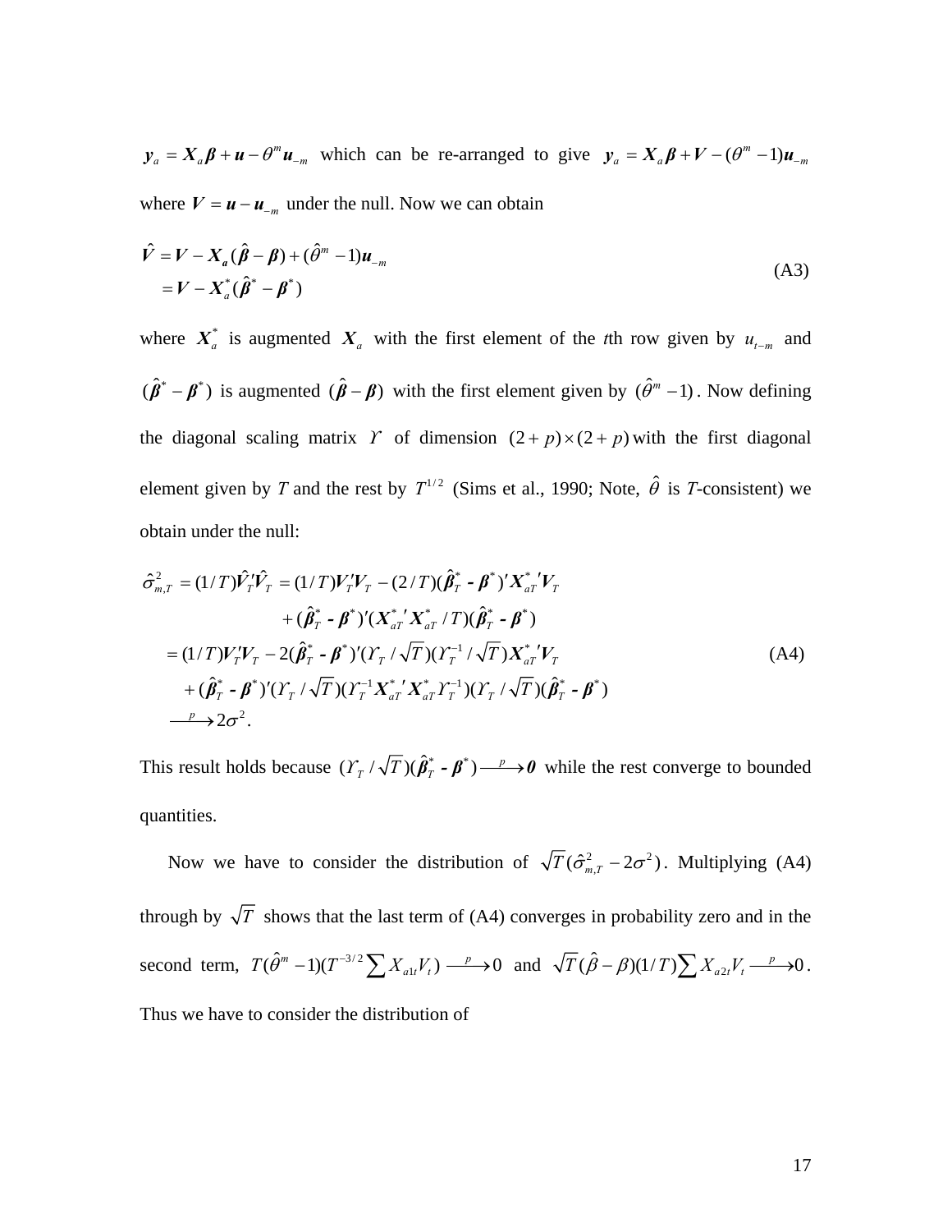$\boldsymbol{y}_a = \boldsymbol{X}_a\boldsymbol{\beta} + \boldsymbol{u} - \theta^m \boldsymbol{u}_{-m}$ which can be re-arranged to give $\boldsymbol{y}_a = \boldsymbol{X}_a\boldsymbol{\beta} + \boldsymbol{V} - (\theta^m - 1)\boldsymbol{u}_{-m}$ where $\boldsymbol{V} = \boldsymbol{u} - \boldsymbol{u}_{-m}$ under the null. Now we can obtain

$$
\begin{aligned}
\hat{\boldsymbol{V}} &= \boldsymbol{V} - \boldsymbol{X}_{\boldsymbol{a}}(\hat{\boldsymbol{\beta}} - \boldsymbol{\beta}) + (\hat{\theta}^m - 1)\boldsymbol{u}_{-m} \\
&= \boldsymbol{V} - \boldsymbol{X}_a^*(\hat{\boldsymbol{\beta}}^* - \boldsymbol{\beta}^*)
\end{aligned}
\tag{A3}
$$

where $\boldsymbol{X}_a^*$ is augmented $\boldsymbol{X}_a$ with the first element of the *t*th row given by $u_{t-m}$ and $(\hat{\boldsymbol{\beta}}^* - \boldsymbol{\beta}^*)$ is augmented $(\hat{\boldsymbol{\beta}} - \boldsymbol{\beta})$ with the first element given by $(\hat{\theta}^m - 1)$. Now defining the diagonal scaling matrix $\Upsilon$ of dimension $(2+p)\times(2+p)$ with the first diagonal element given by *T* and the rest by $T^{1/2}$ (Sims et al., 1990; Note, $\hat{\theta}$ is *T*-consistent) we obtain under the null:

$$
\begin{aligned}
\hat{\sigma}^2_{m,T} &= (1/T)\hat{\boldsymbol{V}}_T'\hat{\boldsymbol{V}}_T = (1/T)\boldsymbol{V}_T'\boldsymbol{V}_T - (2/T)(\hat{\boldsymbol{\beta}}_T^* - \boldsymbol{\beta}^*)'\boldsymbol{X}_{aT}^{*}{}'\boldsymbol{V}_T \\
&\qquad + (\hat{\boldsymbol{\beta}}_T^* - \boldsymbol{\beta}^*)'(\boldsymbol{X}_{aT}^{*}{}'\boldsymbol{X}_{aT}^* / T)(\hat{\boldsymbol{\beta}}_T^* - \boldsymbol{\beta}^*) \\
&= (1/T)\boldsymbol{V}_T'\boldsymbol{V}_T - 2(\hat{\boldsymbol{\beta}}_T^* - \boldsymbol{\beta}^*)'(\Upsilon_T/\sqrt{T})(\Upsilon_T^{-1}/\sqrt{T})\boldsymbol{X}_{aT}^{*}{}'\boldsymbol{V}_T \\
&\quad + (\hat{\boldsymbol{\beta}}_T^* - \boldsymbol{\beta}^*)'(\Upsilon_T/\sqrt{T})(\Upsilon_T^{-1}\boldsymbol{X}_{aT}^{*}{}'\boldsymbol{X}_{aT}^*\Upsilon_T^{-1})(\Upsilon_T/\sqrt{T})(\hat{\boldsymbol{\beta}}_T^* - \boldsymbol{\beta}^*) \\
&\xrightarrow{\ p\ } 2\sigma^2.
\end{aligned}
\tag{A4}
$$

This result holds because $(\Upsilon_T/\sqrt{T})(\hat{\boldsymbol{\beta}}_T^* - \boldsymbol{\beta}^*) \xrightarrow{\ p\ } \boldsymbol{0}$ while the rest converge to bounded quantities.

Now we have to consider the distribution of $\sqrt{T}(\hat{\sigma}^2_{m,T} - 2\sigma^2)$. Multiplying (A4) through by $\sqrt{T}$ shows that the last term of (A4) converges in probability zero and in the second term, $T(\hat{\theta}^m - 1)(T^{-3/2}\sum X_{a1t}V_t) \xrightarrow{\ p\ } 0$ and $\sqrt{T}(\hat{\beta} - \beta)(1/T)\sum X_{a2t}V_t \xrightarrow{\ p\ } 0$. Thus we have to consider the distribution of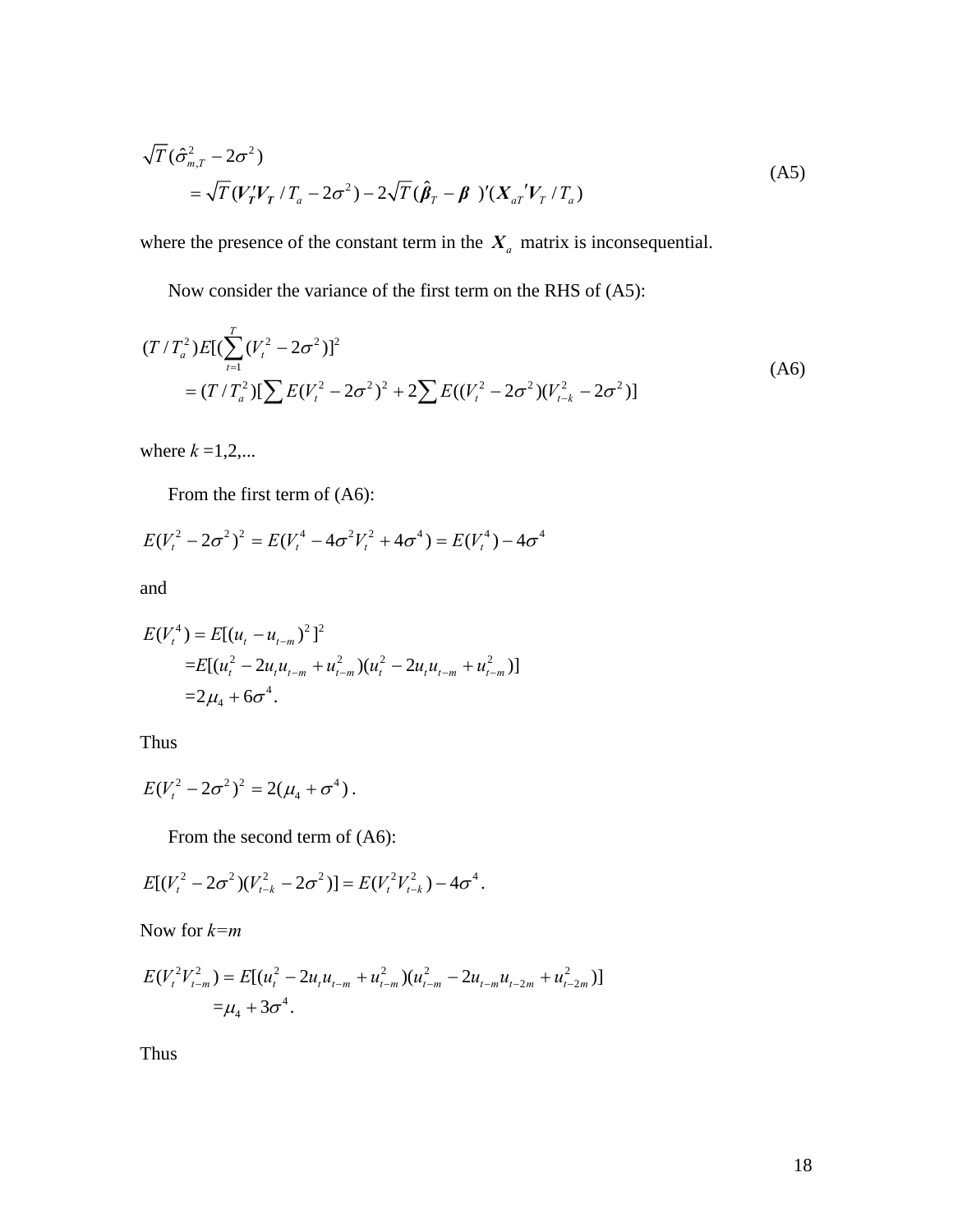$$
\begin{aligned}
&\sqrt{T}(\hat{\sigma}_{m,T}^2 - 2\sigma^2) \\
&\qquad = \sqrt{T}(\boldsymbol{V_T}'\boldsymbol{V_T} / T_a - 2\sigma^2) - 2\sqrt{T}(\hat{\boldsymbol{\beta}}_T - \boldsymbol{\beta}\ )'(\boldsymbol{X}_{aT}{}'\boldsymbol{V}_T / T_a)
\end{aligned}
\tag{A5}
$$

where the presence of the constant term in the $\boldsymbol{X}_a$ matrix is inconsequential.

Now consider the variance of the first term on the RHS of (A5):

$$
\begin{aligned}
&(T / T_a^2) E[(\sum_{t=1}^{T} (V_t^2 - 2\sigma^2)]^2 \\
&\qquad = (T / T_a^2)[\sum E(V_t^2 - 2\sigma^2)^2 + 2\sum E((V_t^2 - 2\sigma^2)(V_{t-k}^2 - 2\sigma^2)]
\end{aligned}
\tag{A6}
$$

where $k$ =1,2,...

From the first term of (A6):

$$
E(V_t^2 - 2\sigma^2)^2 = E(V_t^4 - 4\sigma^2 V_t^2 + 4\sigma^4) = E(V_t^4) - 4\sigma^4
$$

and

$$
\begin{aligned}
E(V_t^4) &= E[(u_t - u_{t-m})^2]^2 \\
&= E[(u_t^2 - 2u_t u_{t-m} + u_{t-m}^2)(u_t^2 - 2u_t u_{t-m} + u_{t-m}^2)] \\
&= 2\mu_4 + 6\sigma^4.
\end{aligned}
$$

Thus

$$
E(V_t^2 - 2\sigma^2)^2 = 2(\mu_4 + \sigma^4)\,.
$$

From the second term of (A6):

$$
E[(V_t^2 - 2\sigma^2)(V_{t-k}^2 - 2\sigma^2)] = E(V_t^2 V_{t-k}^2) - 4\sigma^4.
$$

Now for $k$=$m$

$$
\begin{aligned}
E(V_t^2 V_{t-m}^2) &= E[(u_t^2 - 2u_t u_{t-m} + u_{t-m}^2)(u_{t-m}^2 - 2u_{t-m} u_{t-2m} + u_{t-2m}^2)] \\
&= \mu_4 + 3\sigma^4.
\end{aligned}
$$

Thus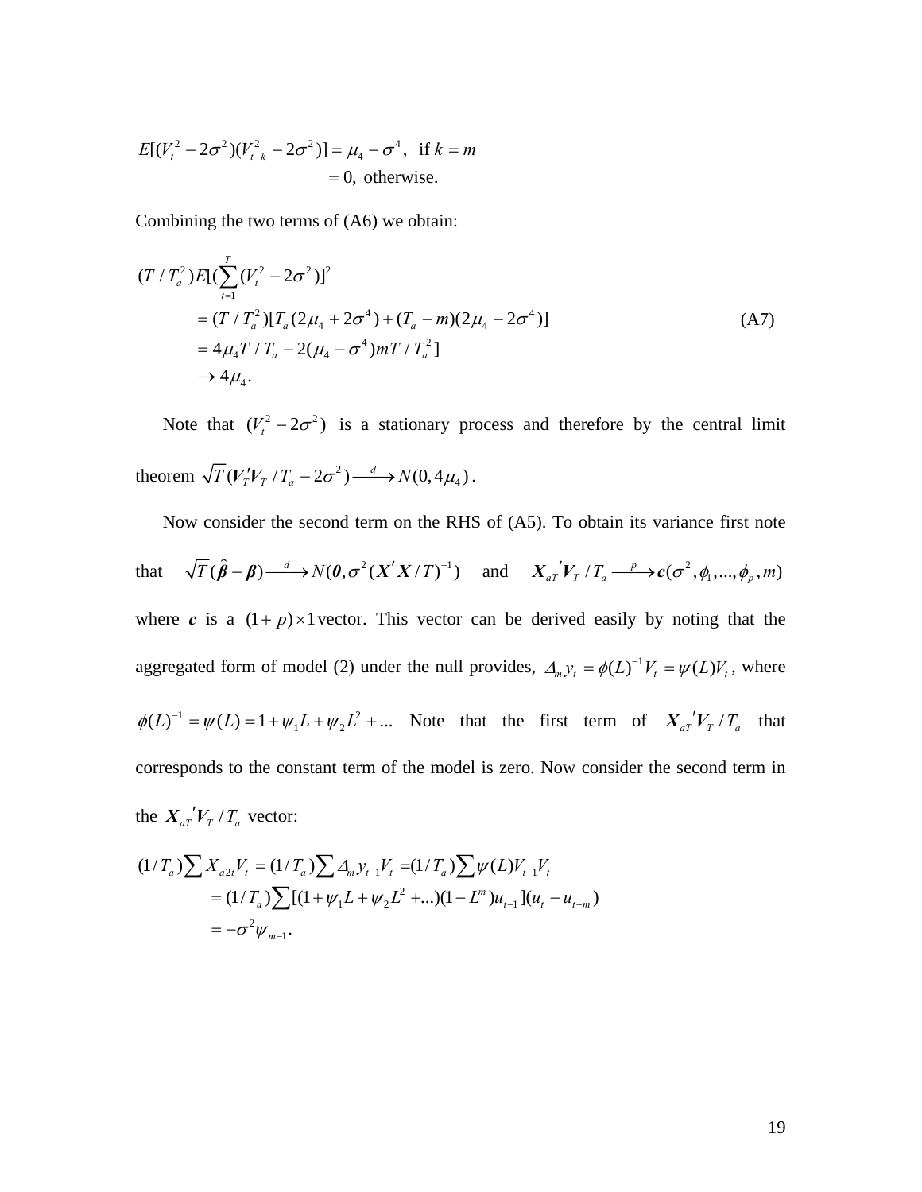$$E[(V_t^2 - 2\sigma^2)(V_{t-k}^2 - 2\sigma^2)] = \mu_4 - \sigma^4, \text{ if } k = m$$
$$= 0, \text{ otherwise.}$$

Combining the two terms of (A6) we obtain:

$$
\begin{aligned}
&(T/T_a^2)E[(\sum_{t=1}^{T}(V_t^2 - 2\sigma^2)]^2 \\
&\quad = (T/T_a^2)[T_a(2\mu_4 + 2\sigma^4) + (T_a - m)(2\mu_4 - 2\sigma^4)] \\
&\quad = 4\mu_4 T/T_a - 2(\mu_4 - \sigma^4)mT/T_a^2] \\
&\quad \to 4\mu_4.
\end{aligned} \tag{A7}
$$

Note that $(V_t^2 - 2\sigma^2)$ is a stationary process and therefore by the central limit theorem $\sqrt{T}(\boldsymbol{V}_T'\boldsymbol{V}_T/T_a - 2\sigma^2) \xrightarrow{d} N(0, 4\mu_4)$.

Now consider the second term on the RHS of (A5). To obtain its variance first note that $\sqrt{T}(\hat{\boldsymbol{\beta}} - \boldsymbol{\beta}) \xrightarrow{d} N(\boldsymbol{0}, \sigma^2(\boldsymbol{X}'\boldsymbol{X}/T)^{-1})$ and $\boldsymbol{X}_{aT}{}'\boldsymbol{V}_T/T_a \xrightarrow{p} \boldsymbol{c}(\sigma^2, \phi_1, ..., \phi_p, m)$ where $\boldsymbol{c}$ is a $(1+p)\times 1$ vector. This vector can be derived easily by noting that the aggregated form of model (2) under the null provides, $\Delta_m y_t = \phi(L)^{-1}V_t = \psi(L)V_t$, where $\phi(L)^{-1} = \psi(L) = 1 + \psi_1 L + \psi_2 L^2 + ...$ Note that the first term of $\boldsymbol{X}_{aT}{}'\boldsymbol{V}_T/T_a$ that corresponds to the constant term of the model is zero. Now consider the second term in the $\boldsymbol{X}_{aT}{}'\boldsymbol{V}_T/T_a$ vector:

$$
\begin{aligned}
(1/T_a)\sum X_{a2t}V_t &= (1/T_a)\sum \Delta_m y_{t-1}V_t = (1/T_a)\sum \psi(L)V_{t-1}V_t \\
&= (1/T_a)\sum[(1 + \psi_1 L + \psi_2 L^2 + ...)(1 - L^m)u_{t-1}](u_t - u_{t-m}) \\
&= -\sigma^2\psi_{m-1}.
\end{aligned}
$$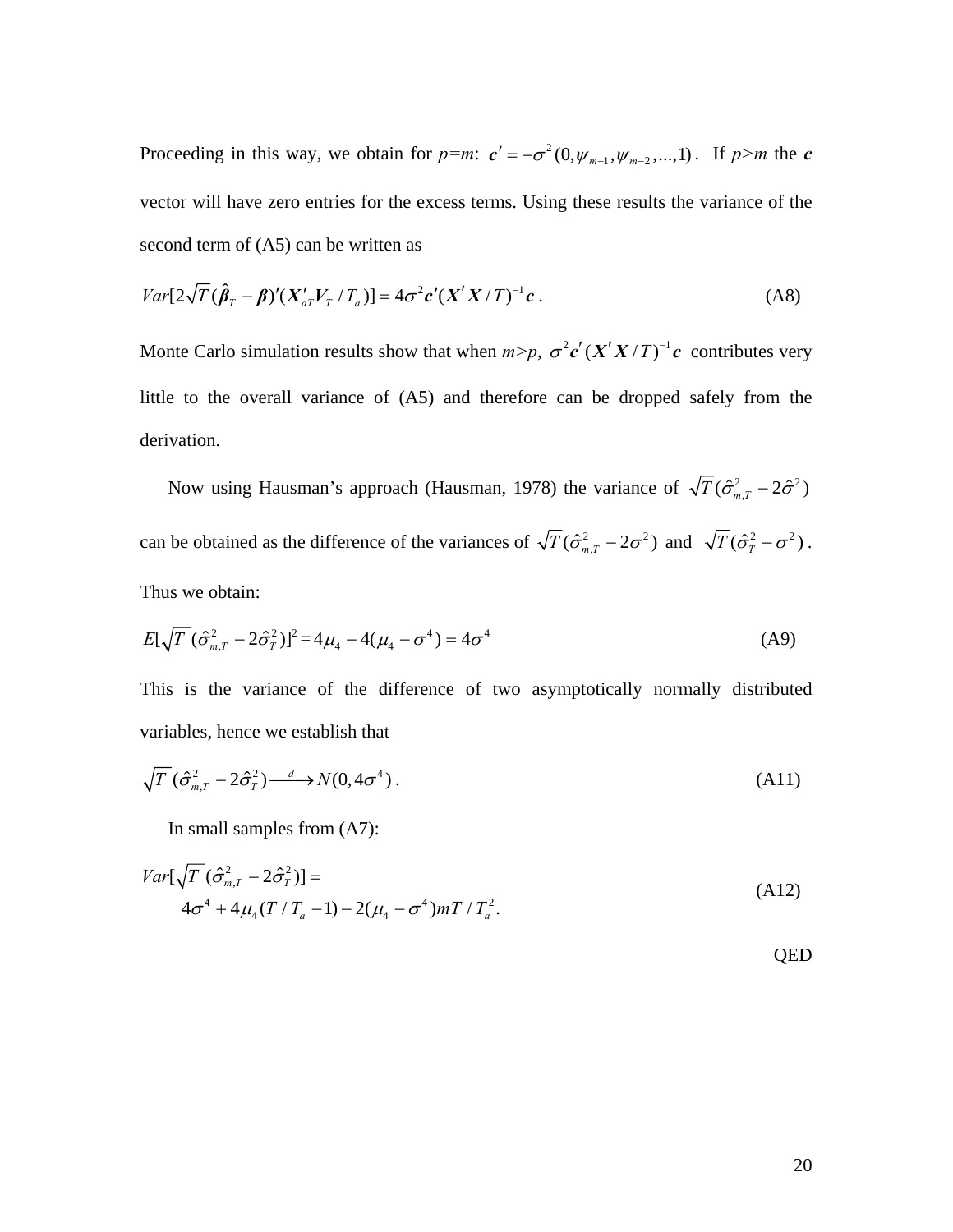Proceeding in this way, we obtain for $p$=$m$: $\boldsymbol{c}' = -\sigma^2(0, \psi_{m-1}, \psi_{m-2}, ..., 1)$. If $p$>$m$ the $\boldsymbol{c}$ vector will have zero entries for the excess terms. Using these results the variance of the second term of (A5) can be written as

$$Var[2\sqrt{T}(\hat{\boldsymbol{\beta}}_T - \boldsymbol{\beta})'(\boldsymbol{X}'_{aT}\boldsymbol{V}_T / T_a)] = 4\sigma^2 \boldsymbol{c}'(\boldsymbol{X}'\boldsymbol{X}/T)^{-1}\boldsymbol{c} \, . \tag{A8}$$

Monte Carlo simulation results show that when $m$>$p$, $\sigma^2\boldsymbol{c}'(\boldsymbol{X}'\boldsymbol{X}/T)^{-1}\boldsymbol{c}$ contributes very little to the overall variance of (A5) and therefore can be dropped safely from the derivation.

Now using Hausman's approach (Hausman, 1978) the variance of $\sqrt{T}(\hat{\sigma}^2_{m,T} - 2\hat{\sigma}^2)$ can be obtained as the difference of the variances of $\sqrt{T}(\hat{\sigma}^2_{m,T} - 2\sigma^2)$ and $\sqrt{T}(\hat{\sigma}^2_T - \sigma^2)$. Thus we obtain:

$$E[\sqrt{T}\,(\hat{\sigma}^2_{m,T} - 2\hat{\sigma}^2_T)]^2 = 4\mu_4 - 4(\mu_4 - \sigma^4) = 4\sigma^4 \tag{A9}$$

This is the variance of the difference of two asymptotically normally distributed variables, hence we establish that

$$\sqrt{T}\,(\hat{\sigma}^2_{m,T} - 2\hat{\sigma}^2_T) \xrightarrow{d} N(0, 4\sigma^4) \, . \tag{A11}$$

In small samples from (A7):

$$Var[\sqrt{T}\,(\hat{\sigma}^2_{m,T} - 2\hat{\sigma}^2_T)] = 4\sigma^4 + 4\mu_4(T/T_a - 1) - 2(\mu_4 - \sigma^4)mT/T_a^2 \, . \tag{A12}$$

QED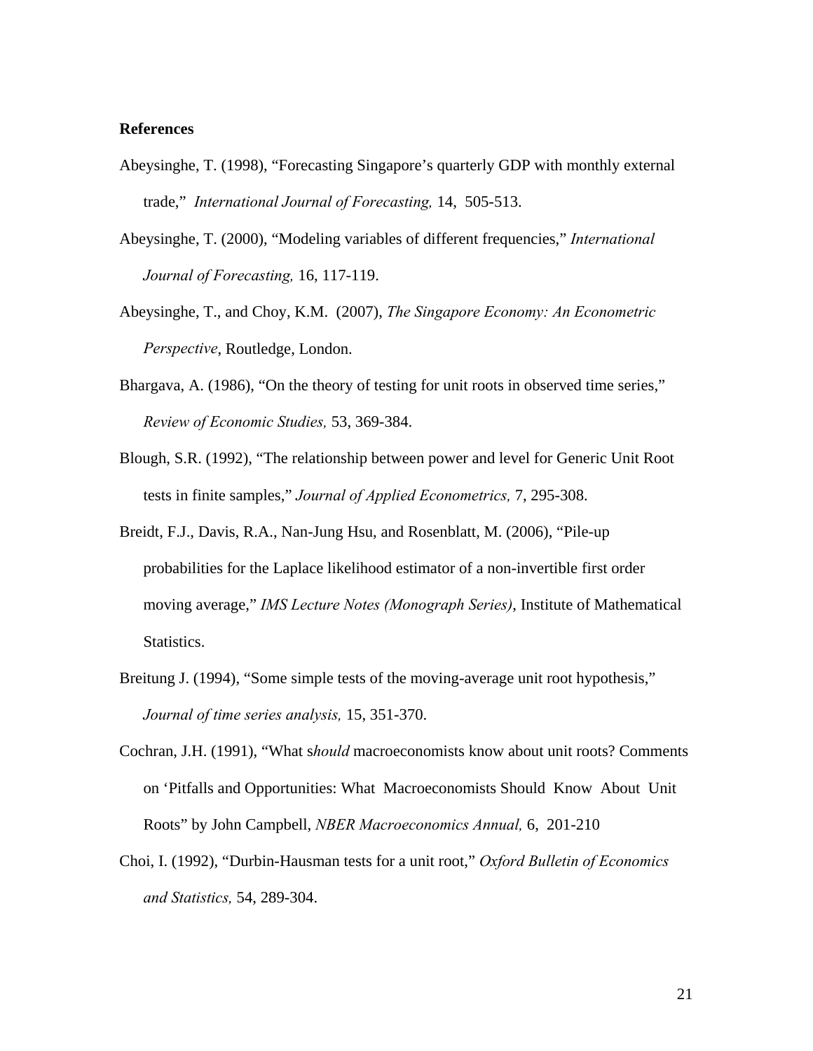**References**

Abeysinghe, T. (1998), "Forecasting Singapore's quarterly GDP with monthly external trade," *International Journal of Forecasting,* 14, 505-513.

Abeysinghe, T. (2000), "Modeling variables of different frequencies," *International Journal of Forecasting,* 16, 117-119.

Abeysinghe, T., and Choy, K.M. (2007), *The Singapore Economy: An Econometric Perspective*, Routledge, London.

Bhargava, A. (1986), "On the theory of testing for unit roots in observed time series," *Review of Economic Studies,* 53, 369-384.

Blough, S.R. (1992), "The relationship between power and level for Generic Unit Root tests in finite samples," *Journal of Applied Econometrics,* 7, 295-308.

Breidt, F.J., Davis, R.A., Nan-Jung Hsu, and Rosenblatt, M. (2006), "Pile-up probabilities for the Laplace likelihood estimator of a non-invertible first order moving average," *IMS Lecture Notes (Monograph Series)*, Institute of Mathematical Statistics.

Breitung J. (1994), "Some simple tests of the moving-average unit root hypothesis," *Journal of time series analysis,* 15, 351-370.

Cochran, J.H. (1991), "What s*hould* macroeconomists know about unit roots? Comments on 'Pitfalls and Opportunities: What Macroeconomists Should Know About Unit Roots" by John Campbell, *NBER Macroeconomics Annual,* 6, 201-210

Choi, I. (1992), "Durbin-Hausman tests for a unit root," *Oxford Bulletin of Economics and Statistics,* 54, 289-304.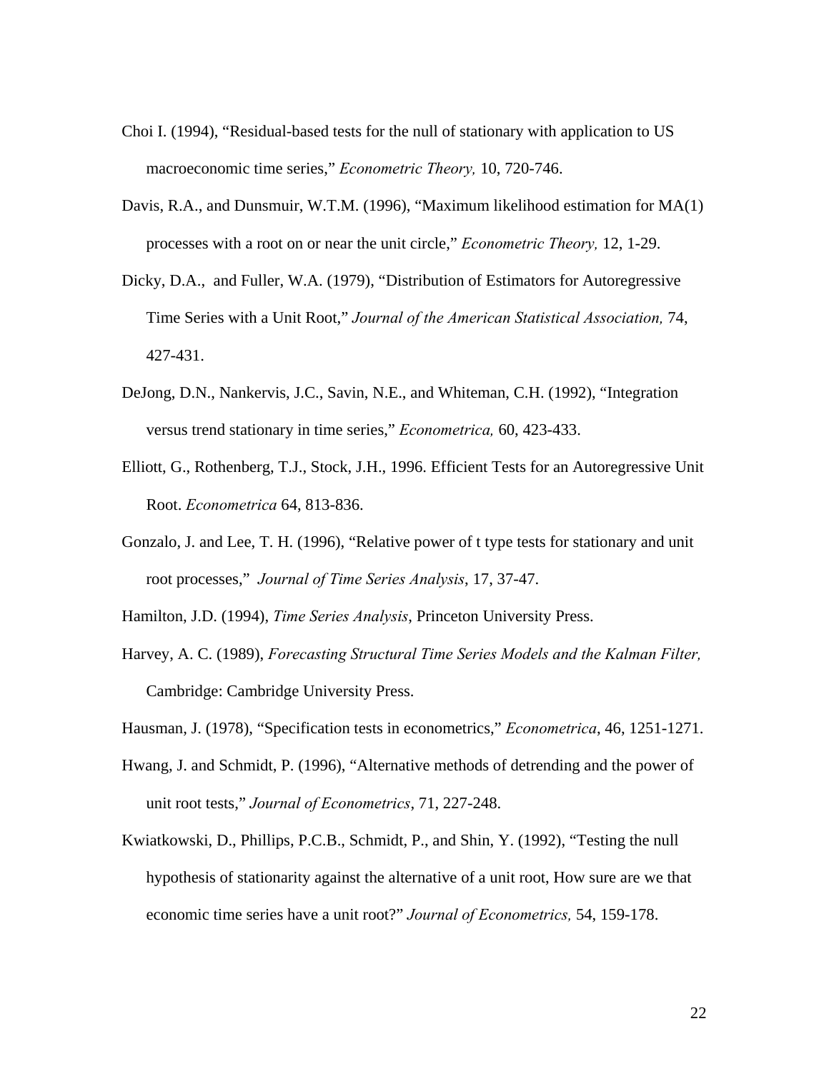Choi I. (1994), "Residual-based tests for the null of stationary with application to US macroeconomic time series," *Econometric Theory,* 10, 720-746.

Davis, R.A., and Dunsmuir, W.T.M. (1996), "Maximum likelihood estimation for MA(1) processes with a root on or near the unit circle," *Econometric Theory,* 12, 1-29.

Dicky, D.A., and Fuller, W.A. (1979), "Distribution of Estimators for Autoregressive Time Series with a Unit Root," *Journal of the American Statistical Association,* 74, 427-431.

DeJong, D.N., Nankervis, J.C., Savin, N.E., and Whiteman, C.H. (1992), "Integration versus trend stationary in time series," *Econometrica,* 60, 423-433.

Elliott, G., Rothenberg, T.J., Stock, J.H., 1996. Efficient Tests for an Autoregressive Unit Root. *Econometrica* 64, 813-836.

Gonzalo, J. and Lee, T. H. (1996), "Relative power of t type tests for stationary and unit root processes," *Journal of Time Series Analysis*, 17, 37-47.

Hamilton, J.D. (1994), *Time Series Analysis*, Princeton University Press.

Harvey, A. C. (1989), *Forecasting Structural Time Series Models and the Kalman Filter,* Cambridge: Cambridge University Press.

Hausman, J. (1978), "Specification tests in econometrics," *Econometrica*, 46, 1251-1271.

Hwang, J. and Schmidt, P. (1996), "Alternative methods of detrending and the power of unit root tests," *Journal of Econometrics*, 71, 227-248.

Kwiatkowski, D., Phillips, P.C.B., Schmidt, P., and Shin, Y. (1992), "Testing the null hypothesis of stationarity against the alternative of a unit root, How sure are we that economic time series have a unit root?" *Journal of Econometrics,* 54, 159-178.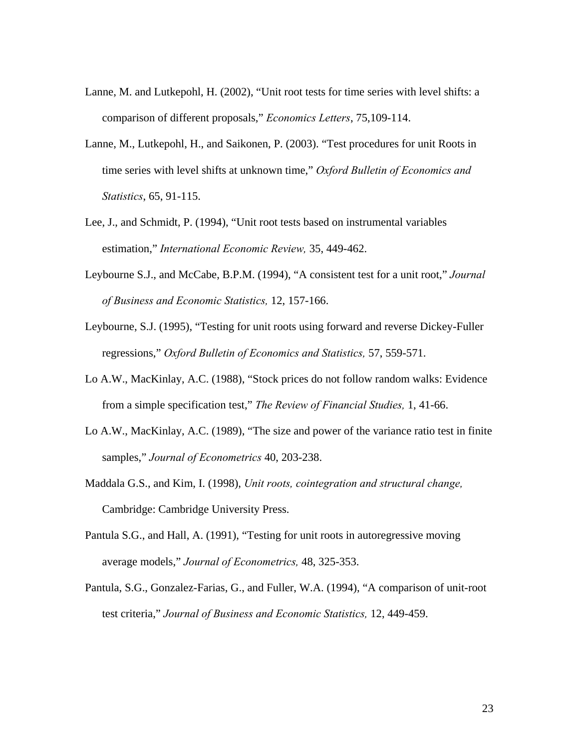Lanne, M. and Lutkepohl, H. (2002), "Unit root tests for time series with level shifts: a comparison of different proposals," *Economics Letters*, 75,109-114.

Lanne, M., Lutkepohl, H., and Saikonen, P. (2003). "Test procedures for unit Roots in time series with level shifts at unknown time," *Oxford Bulletin of Economics and Statistics*, 65, 91-115.

Lee, J., and Schmidt, P. (1994), "Unit root tests based on instrumental variables estimation," *International Economic Review,* 35, 449-462.

Leybourne S.J., and McCabe, B.P.M. (1994), "A consistent test for a unit root," *Journal of Business and Economic Statistics,* 12, 157-166.

Leybourne, S.J. (1995), "Testing for unit roots using forward and reverse Dickey-Fuller regressions," *Oxford Bulletin of Economics and Statistics,* 57, 559-571.

Lo A.W., MacKinlay, A.C. (1988), "Stock prices do not follow random walks: Evidence from a simple specification test," *The Review of Financial Studies,* 1, 41-66.

Lo A.W., MacKinlay, A.C. (1989), "The size and power of the variance ratio test in finite samples," *Journal of Econometrics* 40, 203-238.

Maddala G.S., and Kim, I. (1998), *Unit roots, cointegration and structural change,* Cambridge: Cambridge University Press.

Pantula S.G., and Hall, A. (1991), "Testing for unit roots in autoregressive moving average models," *Journal of Econometrics,* 48, 325-353.

Pantula, S.G., Gonzalez-Farias, G., and Fuller, W.A. (1994), "A comparison of unit-root test criteria," *Journal of Business and Economic Statistics,* 12, 449-459.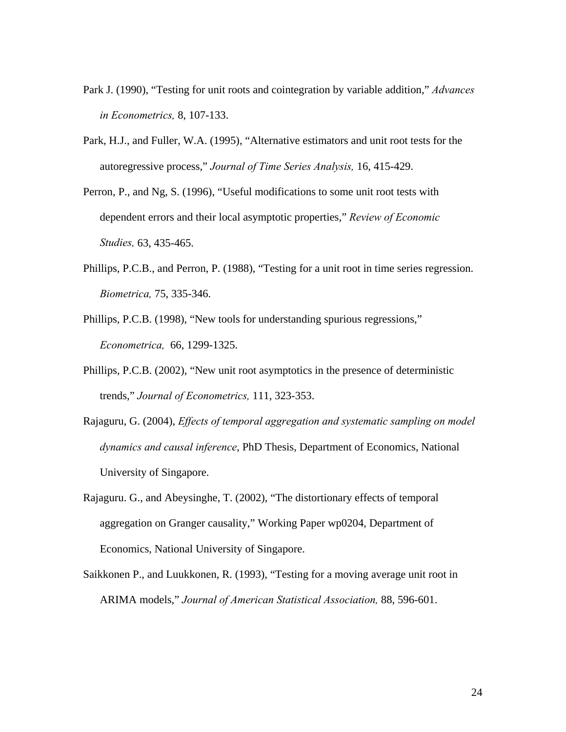Park J. (1990), "Testing for unit roots and cointegration by variable addition," *Advances in Econometrics,* 8, 107-133.

Park, H.J., and Fuller, W.A. (1995), "Alternative estimators and unit root tests for the autoregressive process," *Journal of Time Series Analysis,* 16, 415-429.

Perron, P., and Ng, S. (1996), "Useful modifications to some unit root tests with dependent errors and their local asymptotic properties," *Review of Economic Studies,* 63, 435-465.

Phillips, P.C.B., and Perron, P. (1988), "Testing for a unit root in time series regression. *Biometrica,* 75, 335-346.

Phillips, P.C.B. (1998), "New tools for understanding spurious regressions," *Econometrica,* 66, 1299-1325.

Phillips, P.C.B. (2002), "New unit root asymptotics in the presence of deterministic trends," *Journal of Econometrics,* 111, 323-353.

Rajaguru, G. (2004), *Effects of temporal aggregation and systematic sampling on model dynamics and causal inference*, PhD Thesis, Department of Economics, National University of Singapore.

Rajaguru. G., and Abeysinghe, T. (2002), "The distortionary effects of temporal aggregation on Granger causality," Working Paper wp0204, Department of Economics, National University of Singapore.

Saikkonen P., and Luukkonen, R. (1993), "Testing for a moving average unit root in ARIMA models," *Journal of American Statistical Association,* 88, 596-601.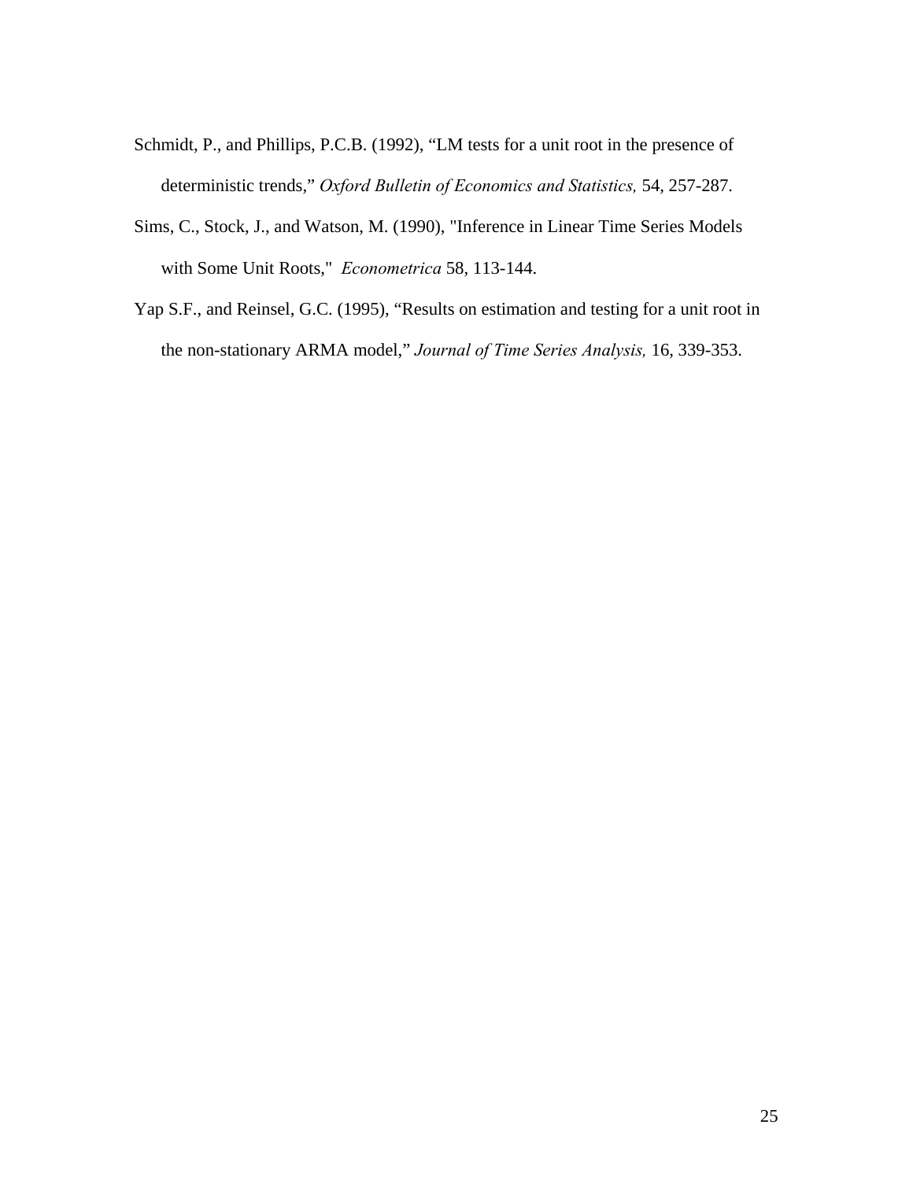Schmidt, P., and Phillips, P.C.B. (1992), “LM tests for a unit root in the presence of deterministic trends,” *Oxford Bulletin of Economics and Statistics,* 54, 257-287.

Sims, C., Stock, J., and Watson, M. (1990), "Inference in Linear Time Series Models with Some Unit Roots," *Econometrica* 58, 113-144.

Yap S.F., and Reinsel, G.C. (1995), “Results on estimation and testing for a unit root in the non-stationary ARMA model,” *Journal of Time Series Analysis,* 16, 339-353.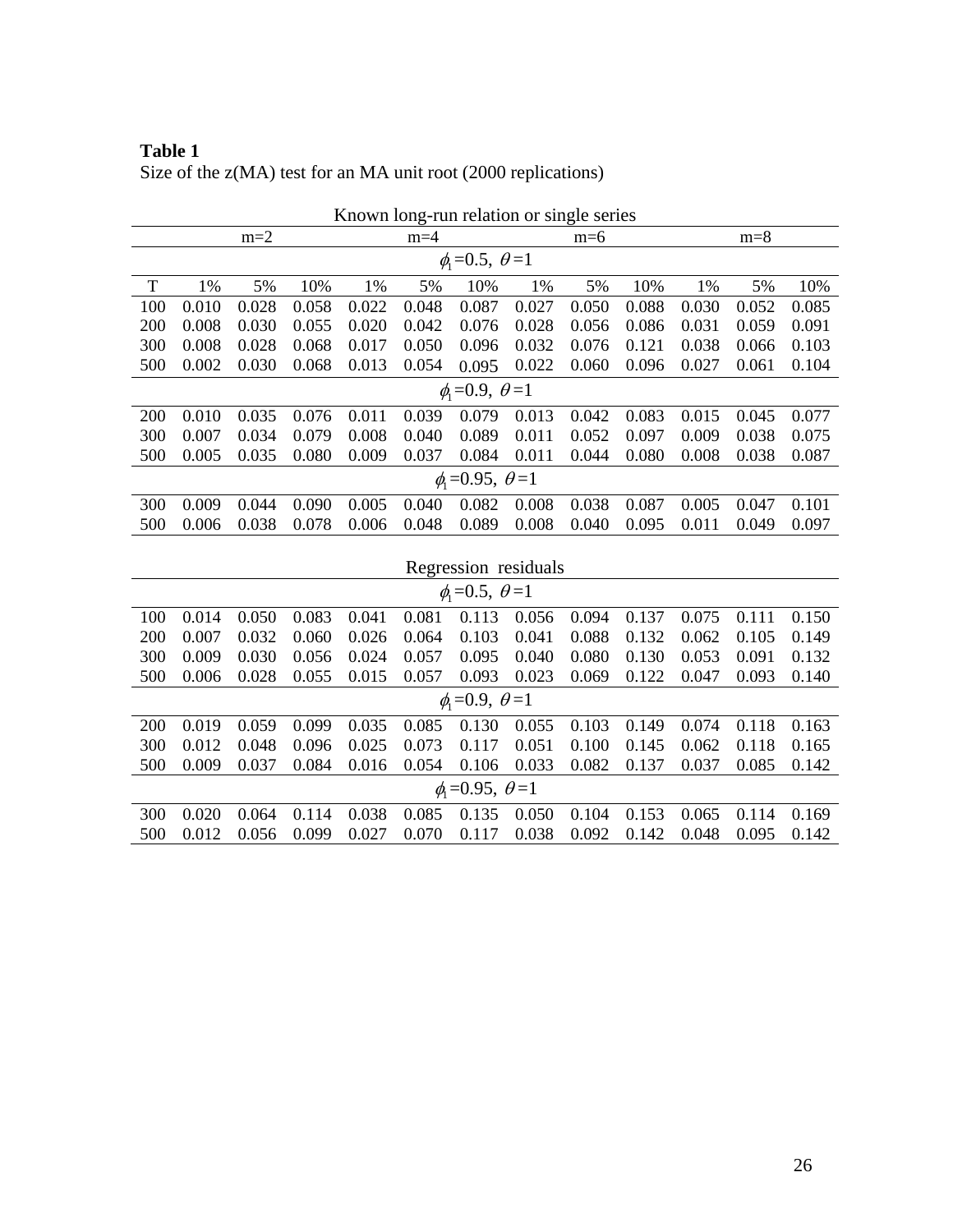**Table 1**
Size of the z(MA) test for an MA unit root (2000 replications)

Known long-run relation or single series

| | m=2 | | | m=4 | | | m=6 | | | m=8 | | |
|---|---|---|---|---|---|---|---|---|---|---|---|---|
| | $\phi_1$=0.5, $\theta$=1 | | | | | | | | | | | |
| T | 1% | 5% | 10% | 1% | 5% | 10% | 1% | 5% | 10% | 1% | 5% | 10% |
| 100 | 0.010 | 0.028 | 0.058 | 0.022 | 0.048 | 0.087 | 0.027 | 0.050 | 0.088 | 0.030 | 0.052 | 0.085 |
| 200 | 0.008 | 0.030 | 0.055 | 0.020 | 0.042 | 0.076 | 0.028 | 0.056 | 0.086 | 0.031 | 0.059 | 0.091 |
| 300 | 0.008 | 0.028 | 0.068 | 0.017 | 0.050 | 0.096 | 0.032 | 0.076 | 0.121 | 0.038 | 0.066 | 0.103 |
| 500 | 0.002 | 0.030 | 0.068 | 0.013 | 0.054 | 0.095 | 0.022 | 0.060 | 0.096 | 0.027 | 0.061 | 0.104 |
| | $\phi_1$=0.9, $\theta$=1 | | | | | | | | | | | |
| 200 | 0.010 | 0.035 | 0.076 | 0.011 | 0.039 | 0.079 | 0.013 | 0.042 | 0.083 | 0.015 | 0.045 | 0.077 |
| 300 | 0.007 | 0.034 | 0.079 | 0.008 | 0.040 | 0.089 | 0.011 | 0.052 | 0.097 | 0.009 | 0.038 | 0.075 |
| 500 | 0.005 | 0.035 | 0.080 | 0.009 | 0.037 | 0.084 | 0.011 | 0.044 | 0.080 | 0.008 | 0.038 | 0.087 |
| | $\phi_1$=0.95, $\theta$=1 | | | | | | | | | | | |
| 300 | 0.009 | 0.044 | 0.090 | 0.005 | 0.040 | 0.082 | 0.008 | 0.038 | 0.087 | 0.005 | 0.047 | 0.101 |
| 500 | 0.006 | 0.038 | 0.078 | 0.006 | 0.048 | 0.089 | 0.008 | 0.040 | 0.095 | 0.011 | 0.049 | 0.097 |

Regression residuals

| | $\phi_1$=0.5, $\theta$=1 | | | | | | | | | | | |
|---|---|---|---|---|---|---|---|---|---|---|---|---|
| 100 | 0.014 | 0.050 | 0.083 | 0.041 | 0.081 | 0.113 | 0.056 | 0.094 | 0.137 | 0.075 | 0.111 | 0.150 |
| 200 | 0.007 | 0.032 | 0.060 | 0.026 | 0.064 | 0.103 | 0.041 | 0.088 | 0.132 | 0.062 | 0.105 | 0.149 |
| 300 | 0.009 | 0.030 | 0.056 | 0.024 | 0.057 | 0.095 | 0.040 | 0.080 | 0.130 | 0.053 | 0.091 | 0.132 |
| 500 | 0.006 | 0.028 | 0.055 | 0.015 | 0.057 | 0.093 | 0.023 | 0.069 | 0.122 | 0.047 | 0.093 | 0.140 |
| | $\phi_1$=0.9, $\theta$=1 | | | | | | | | | | | |
| 200 | 0.019 | 0.059 | 0.099 | 0.035 | 0.085 | 0.130 | 0.055 | 0.103 | 0.149 | 0.074 | 0.118 | 0.163 |
| 300 | 0.012 | 0.048 | 0.096 | 0.025 | 0.073 | 0.117 | 0.051 | 0.100 | 0.145 | 0.062 | 0.118 | 0.165 |
| 500 | 0.009 | 0.037 | 0.084 | 0.016 | 0.054 | 0.106 | 0.033 | 0.082 | 0.137 | 0.037 | 0.085 | 0.142 |
| | $\phi_1$=0.95, $\theta$=1 | | | | | | | | | | | |
| 300 | 0.020 | 0.064 | 0.114 | 0.038 | 0.085 | 0.135 | 0.050 | 0.104 | 0.153 | 0.065 | 0.114 | 0.169 |
| 500 | 0.012 | 0.056 | 0.099 | 0.027 | 0.070 | 0.117 | 0.038 | 0.092 | 0.142 | 0.048 | 0.095 | 0.142 |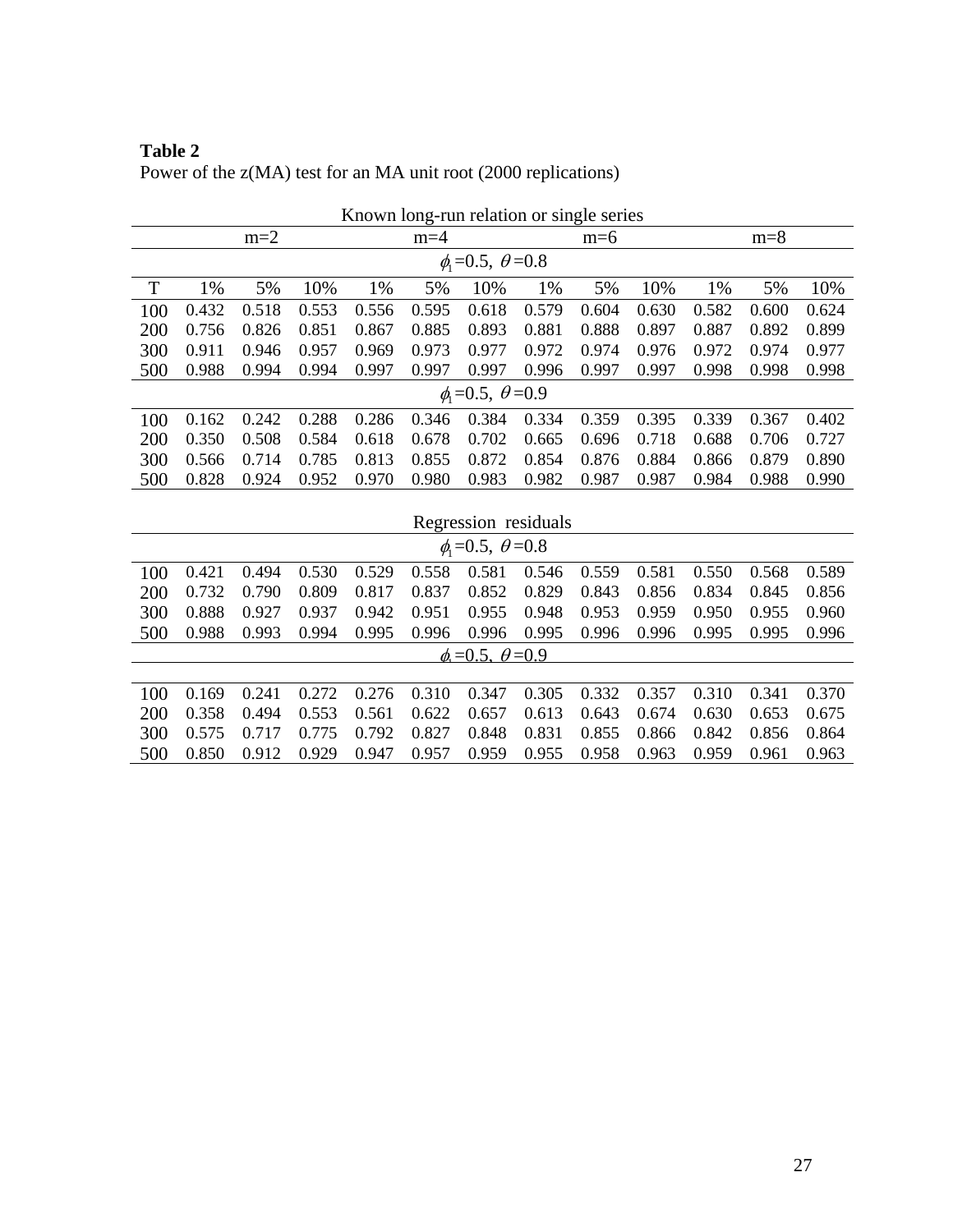**Table 2**
Power of the z(MA) test for an MA unit root (2000 replications)

| | Known long-run relation or single series | | | | | | | | | | | |
|---|---|---|---|---|---|---|---|---|---|---|---|---|
| | m=2 | | | m=4 | | | m=6 | | | m=8 | | |
| | $\phi_1$=0.5, $\theta$=0.8 | | | | | | | | | | | |
| T | 1% | 5% | 10% | 1% | 5% | 10% | 1% | 5% | 10% | 1% | 5% | 10% |
| 100 | 0.432 | 0.518 | 0.553 | 0.556 | 0.595 | 0.618 | 0.579 | 0.604 | 0.630 | 0.582 | 0.600 | 0.624 |
| 200 | 0.756 | 0.826 | 0.851 | 0.867 | 0.885 | 0.893 | 0.881 | 0.888 | 0.897 | 0.887 | 0.892 | 0.899 |
| 300 | 0.911 | 0.946 | 0.957 | 0.969 | 0.973 | 0.977 | 0.972 | 0.974 | 0.976 | 0.972 | 0.974 | 0.977 |
| 500 | 0.988 | 0.994 | 0.994 | 0.997 | 0.997 | 0.997 | 0.996 | 0.997 | 0.997 | 0.998 | 0.998 | 0.998 |
| | $\phi_1$=0.5, $\theta$=0.9 | | | | | | | | | | | |
| 100 | 0.162 | 0.242 | 0.288 | 0.286 | 0.346 | 0.384 | 0.334 | 0.359 | 0.395 | 0.339 | 0.367 | 0.402 |
| 200 | 0.350 | 0.508 | 0.584 | 0.618 | 0.678 | 0.702 | 0.665 | 0.696 | 0.718 | 0.688 | 0.706 | 0.727 |
| 300 | 0.566 | 0.714 | 0.785 | 0.813 | 0.855 | 0.872 | 0.854 | 0.876 | 0.884 | 0.866 | 0.879 | 0.890 |
| 500 | 0.828 | 0.924 | 0.952 | 0.970 | 0.980 | 0.983 | 0.982 | 0.987 | 0.987 | 0.984 | 0.988 | 0.990 |

| | Regression residuals | | | | | | | | | | | |
|---|---|---|---|---|---|---|---|---|---|---|---|---|
| | $\phi_1$=0.5, $\theta$=0.8 | | | | | | | | | | | |
| 100 | 0.421 | 0.494 | 0.530 | 0.529 | 0.558 | 0.581 | 0.546 | 0.559 | 0.581 | 0.550 | 0.568 | 0.589 |
| 200 | 0.732 | 0.790 | 0.809 | 0.817 | 0.837 | 0.852 | 0.829 | 0.843 | 0.856 | 0.834 | 0.845 | 0.856 |
| 300 | 0.888 | 0.927 | 0.937 | 0.942 | 0.951 | 0.955 | 0.948 | 0.953 | 0.959 | 0.950 | 0.955 | 0.960 |
| 500 | 0.988 | 0.993 | 0.994 | 0.995 | 0.996 | 0.996 | 0.995 | 0.996 | 0.996 | 0.995 | 0.995 | 0.996 |
| | $\phi_1$=0.5, $\theta$=0.9 | | | | | | | | | | | |
| 100 | 0.169 | 0.241 | 0.272 | 0.276 | 0.310 | 0.347 | 0.305 | 0.332 | 0.357 | 0.310 | 0.341 | 0.370 |
| 200 | 0.358 | 0.494 | 0.553 | 0.561 | 0.622 | 0.657 | 0.613 | 0.643 | 0.674 | 0.630 | 0.653 | 0.675 |
| 300 | 0.575 | 0.717 | 0.775 | 0.792 | 0.827 | 0.848 | 0.831 | 0.855 | 0.866 | 0.842 | 0.856 | 0.864 |
| 500 | 0.850 | 0.912 | 0.929 | 0.947 | 0.957 | 0.959 | 0.955 | 0.958 | 0.963 | 0.959 | 0.961 | 0.963 |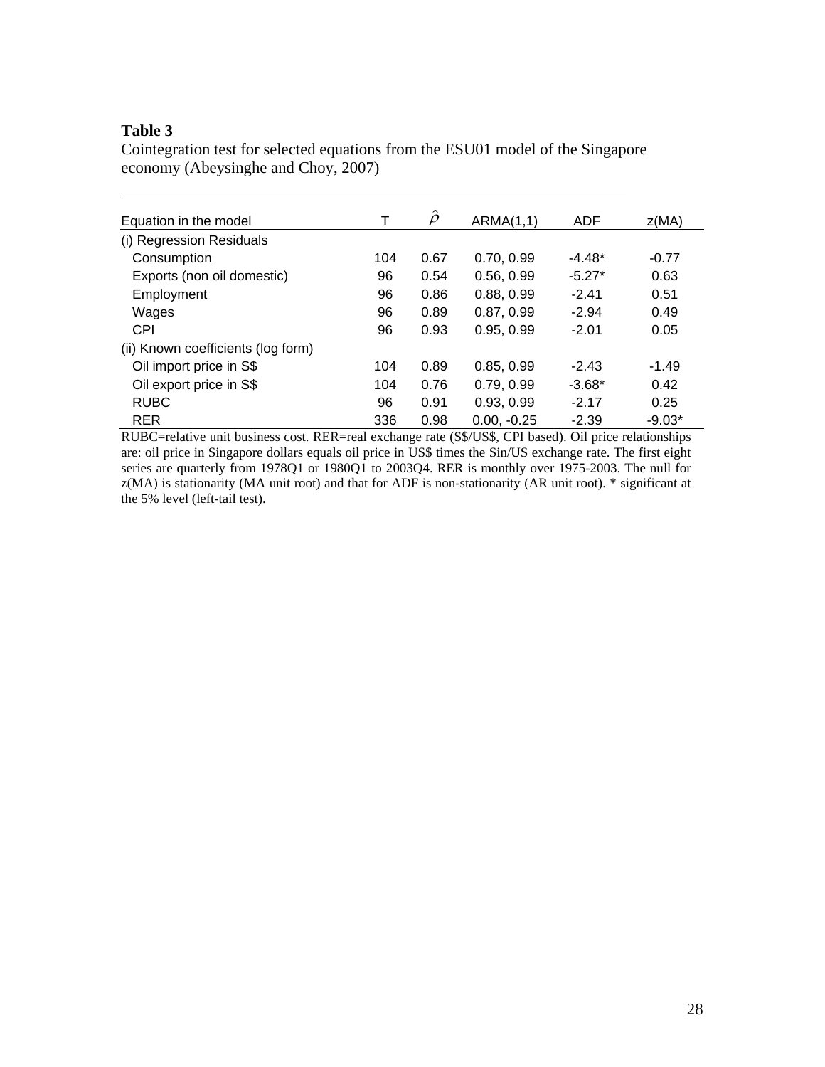**Table 3**

Cointegration test for selected equations from the ESU01 model of the Singapore economy (Abeysinghe and Choy, 2007)

| Equation in the model | T | $\hat{\rho}$ | ARMA(1,1) | ADF | z(MA) |
|---|---|---|---|---|---|
| (i) Regression Residuals | | | | | |
| Consumption | 104 | 0.67 | 0.70, 0.99 | -4.48* | -0.77 |
| Exports (non oil domestic) | 96 | 0.54 | 0.56, 0.99 | -5.27* | 0.63 |
| Employment | 96 | 0.86 | 0.88, 0.99 | -2.41 | 0.51 |
| Wages | 96 | 0.89 | 0.87, 0.99 | -2.94 | 0.49 |
| CPI | 96 | 0.93 | 0.95, 0.99 | -2.01 | 0.05 |
| (ii) Known coefficients (log form) | | | | | |
| Oil import price in S$ | 104 | 0.89 | 0.85, 0.99 | -2.43 | -1.49 |
| Oil export price in S$ | 104 | 0.76 | 0.79, 0.99 | -3.68* | 0.42 |
| RUBC | 96 | 0.91 | 0.93, 0.99 | -2.17 | 0.25 |
| RER | 336 | 0.98 | 0.00, -0.25 | -2.39 | -9.03* |

RUBC=relative unit business cost. RER=real exchange rate (S$/US$, CPI based). Oil price relationships are: oil price in Singapore dollars equals oil price in US$ times the Sin/US exchange rate. The first eight series are quarterly from 1978Q1 or 1980Q1 to 2003Q4. RER is monthly over 1975-2003. The null for z(MA) is stationarity (MA unit root) and that for ADF is non-stationarity (AR unit root). * significant at the 5% level (left-tail test).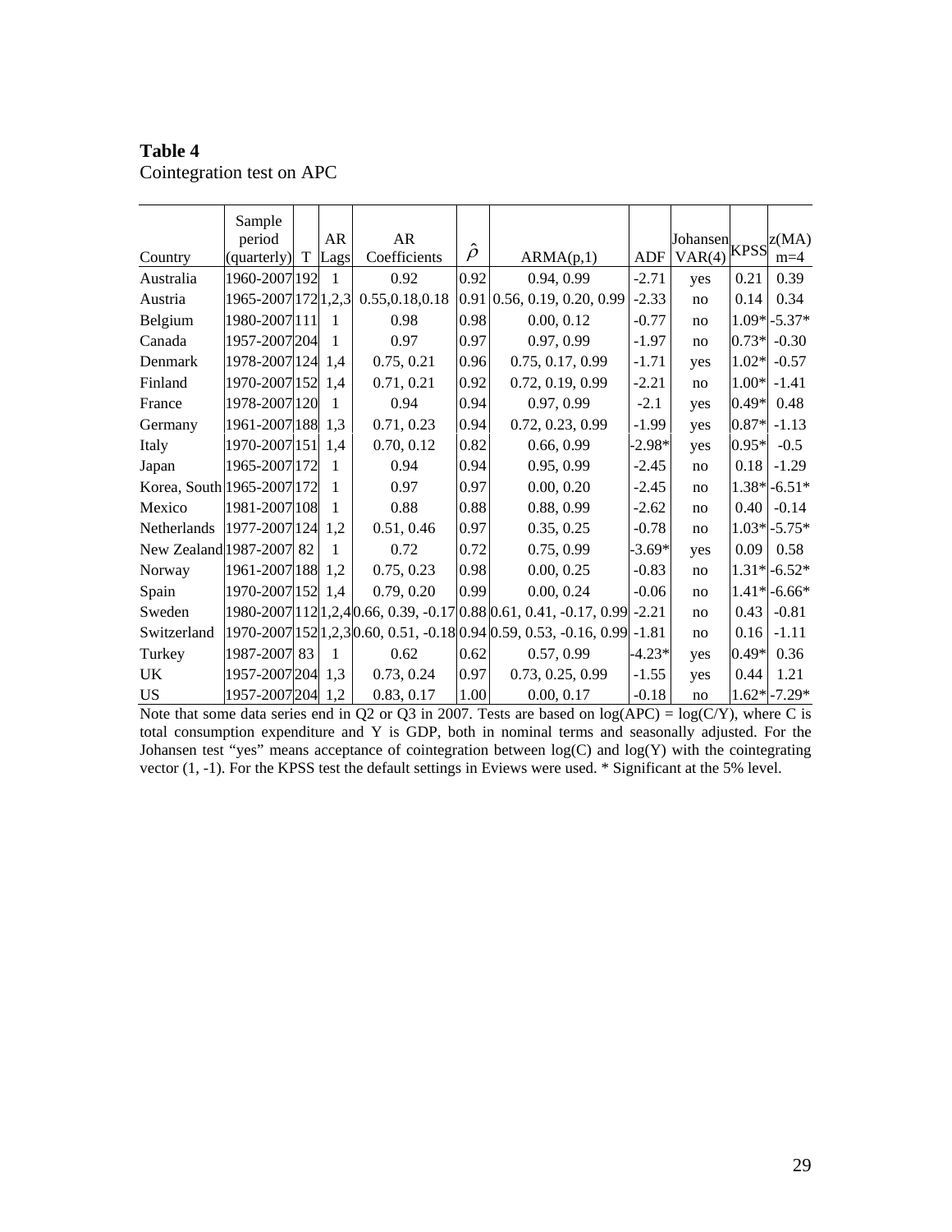**Table 4**
Cointegration test on APC

| Country | Sample period (quarterly) | T | AR Lags | AR Coefficients | $\hat{\rho}$ | ARMA(p,1) | ADF | Johansen VAR(4) | KPSS | z(MA) m=4 |
|---|---|---|---|---|---|---|---|---|---|---|
| Australia | 1960-2007 | 192 | 1 | 0.92 | 0.92 | 0.94, 0.99 | -2.71 | yes | 0.21 | 0.39 |
| Austria | 1965-2007 | 172 | 1,2,3 | 0.55,0.18,0.18 | 0.91 | 0.56, 0.19, 0.20, 0.99 | -2.33 | no | 0.14 | 0.34 |
| Belgium | 1980-2007 | 111 | 1 | 0.98 | 0.98 | 0.00, 0.12 | -0.77 | no | 1.09* | -5.37* |
| Canada | 1957-2007 | 204 | 1 | 0.97 | 0.97 | 0.97, 0.99 | -1.97 | no | 0.73* | -0.30 |
| Denmark | 1978-2007 | 124 | 1,4 | 0.75, 0.21 | 0.96 | 0.75, 0.17, 0.99 | -1.71 | yes | 1.02* | -0.57 |
| Finland | 1970-2007 | 152 | 1,4 | 0.71, 0.21 | 0.92 | 0.72, 0.19, 0.99 | -2.21 | no | 1.00* | -1.41 |
| France | 1978-2007 | 120 | 1 | 0.94 | 0.94 | 0.97, 0.99 | -2.1 | yes | 0.49* | 0.48 |
| Germany | 1961-2007 | 188 | 1,3 | 0.71, 0.23 | 0.94 | 0.72, 0.23, 0.99 | -1.99 | yes | 0.87* | -1.13 |
| Italy | 1970-2007 | 151 | 1,4 | 0.70, 0.12 | 0.82 | 0.66, 0.99 | -2.98* | yes | 0.95* | -0.5 |
| Japan | 1965-2007 | 172 | 1 | 0.94 | 0.94 | 0.95, 0.99 | -2.45 | no | 0.18 | -1.29 |
| Korea, South | 1965-2007 | 172 | 1 | 0.97 | 0.97 | 0.00, 0.20 | -2.45 | no | 1.38* | -6.51* |
| Mexico | 1981-2007 | 108 | 1 | 0.88 | 0.88 | 0.88, 0.99 | -2.62 | no | 0.40 | -0.14 |
| Netherlands | 1977-2007 | 124 | 1,2 | 0.51, 0.46 | 0.97 | 0.35, 0.25 | -0.78 | no | 1.03* | -5.75* |
| New Zealand | 1987-2007 | 82 | 1 | 0.72 | 0.72 | 0.75, 0.99 | -3.69* | yes | 0.09 | 0.58 |
| Norway | 1961-2007 | 188 | 1,2 | 0.75, 0.23 | 0.98 | 0.00, 0.25 | -0.83 | no | 1.31* | -6.52* |
| Spain | 1970-2007 | 152 | 1,4 | 0.79, 0.20 | 0.99 | 0.00, 0.24 | -0.06 | no | 1.41* | -6.66* |
| Sweden | 1980-2007 | 112 | 1,2,4 | 0.66, 0.39, -0.17 | 0.88 | 0.61, 0.41, -0.17, 0.99 | -2.21 | no | 0.43 | -0.81 |
| Switzerland | 1970-2007 | 152 | 1,2,3 | 0.60, 0.51, -0.18 | 0.94 | 0.59, 0.53, -0.16, 0.99 | -1.81 | no | 0.16 | -1.11 |
| Turkey | 1987-2007 | 83 | 1 | 0.62 | 0.62 | 0.57, 0.99 | -4.23* | yes | 0.49* | 0.36 |
| UK | 1957-2007 | 204 | 1,3 | 0.73, 0.24 | 0.97 | 0.73, 0.25, 0.99 | -1.55 | yes | 0.44 | 1.21 |
| US | 1957-2007 | 204 | 1,2 | 0.83, 0.17 | 1.00 | 0.00, 0.17 | -0.18 | no | 1.62* | -7.29* |

Note that some data series end in Q2 or Q3 in 2007. Tests are based on log(APC) = log(C/Y), where C is total consumption expenditure and Y is GDP, both in nominal terms and seasonally adjusted. For the Johansen test "yes" means acceptance of cointegration between log(C) and log(Y) with the cointegrating vector (1, -1). For the KPSS test the default settings in Eviews were used. * Significant at the 5% level.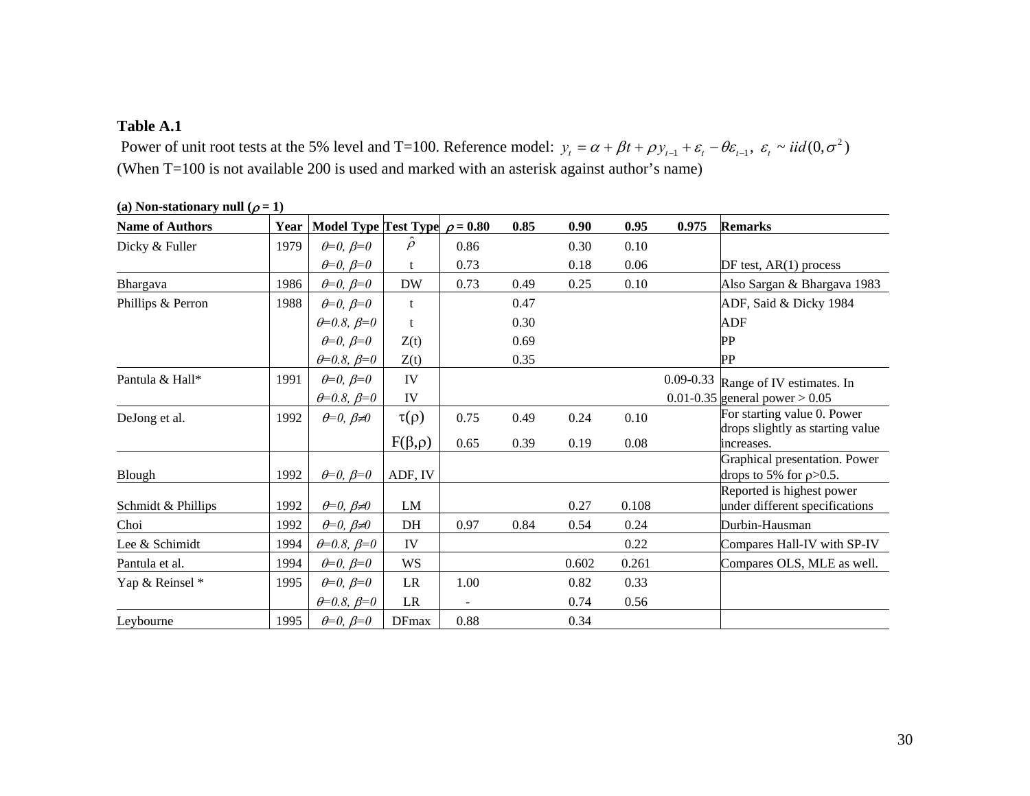**Table A.1**

Power of unit root tests at the 5% level and T=100. Reference model: $y_t = \alpha + \beta t + \rho y_{t-1} + \varepsilon_t - \theta\varepsilon_{t-1},\ \varepsilon_t \sim iid(0,\sigma^2)$
(When T=100 is not available 200 is used and marked with an asterisk against author's name)

**(a) Non-stationary null ($\rho = 1$)**

| Name of Authors | Year | Model Type | Test Type | $\rho$ = 0.80 | 0.85 | 0.90 | 0.95 | 0.975 | Remarks |
|---|---|---|---|---|---|---|---|---|---|
| Dicky & Fuller | 1979 | $\theta$=0, $\beta$=0 | $\hat{\rho}$ | 0.86 | | 0.30 | 0.10 | | |
| | | $\theta$=0, $\beta$=0 | t | 0.73 | | 0.18 | 0.06 | | DF test, AR(1) process |
| Bhargava | 1986 | $\theta$=0, $\beta$=0 | DW | 0.73 | 0.49 | 0.25 | 0.10 | | Also Sargan & Bhargava 1983 |
| Phillips & Perron | 1988 | $\theta$=0, $\beta$=0 | t | | 0.47 | | | | ADF, Said & Dicky 1984 |
| | | $\theta$=0.8, $\beta$=0 | t | | 0.30 | | | | ADF |
| | | $\theta$=0, $\beta$=0 | Z(t) | | 0.69 | | | | PP |
| | | $\theta$=0.8, $\beta$=0 | Z(t) | | 0.35 | | | | PP |
| Pantula & Hall* | 1991 | $\theta$=0, $\beta$=0 | IV | | | | | 0.09-0.33 | Range of IV estimates. In |
| | | $\theta$=0.8, $\beta$=0 | IV | | | | | 0.01-0.35 | general power > 0.05 |
| DeJong et al. | 1992 | $\theta$=0, $\beta$≠0 | $\tau(\rho)$ | 0.75 | 0.49 | 0.24 | 0.10 | | For starting value 0. Power drops slightly as starting value |
| | | | $F(\beta,\rho)$ | 0.65 | 0.39 | 0.19 | 0.08 | | increases. |
| Blough | 1992 | $\theta$=0, $\beta$=0 | ADF, IV | | | | | | Graphical presentation. Power drops to 5% for $\rho$>0.5. |
| Schmidt & Phillips | 1992 | $\theta$=0, $\beta$≠0 | LM | | | 0.27 | 0.108 | | Reported is highest power under different specifications |
| Choi | 1992 | $\theta$=0, $\beta$≠0 | DH | 0.97 | 0.84 | 0.54 | 0.24 | | Durbin-Hausman |
| Lee & Schimidt | 1994 | $\theta$=0.8, $\beta$=0 | IV | | | | 0.22 | | Compares Hall-IV with SP-IV |
| Pantula et al. | 1994 | $\theta$=0, $\beta$=0 | WS | | | 0.602 | 0.261 | | Compares OLS, MLE as well. |
| Yap & Reinsel * | 1995 | $\theta$=0, $\beta$=0 | LR | 1.00 | | 0.82 | 0.33 | | |
| | | $\theta$=0.8, $\beta$=0 | LR | - | | 0.74 | 0.56 | | |
| Leybourne | 1995 | $\theta$=0, $\beta$=0 | DFmax | 0.88 | | 0.34 | | | |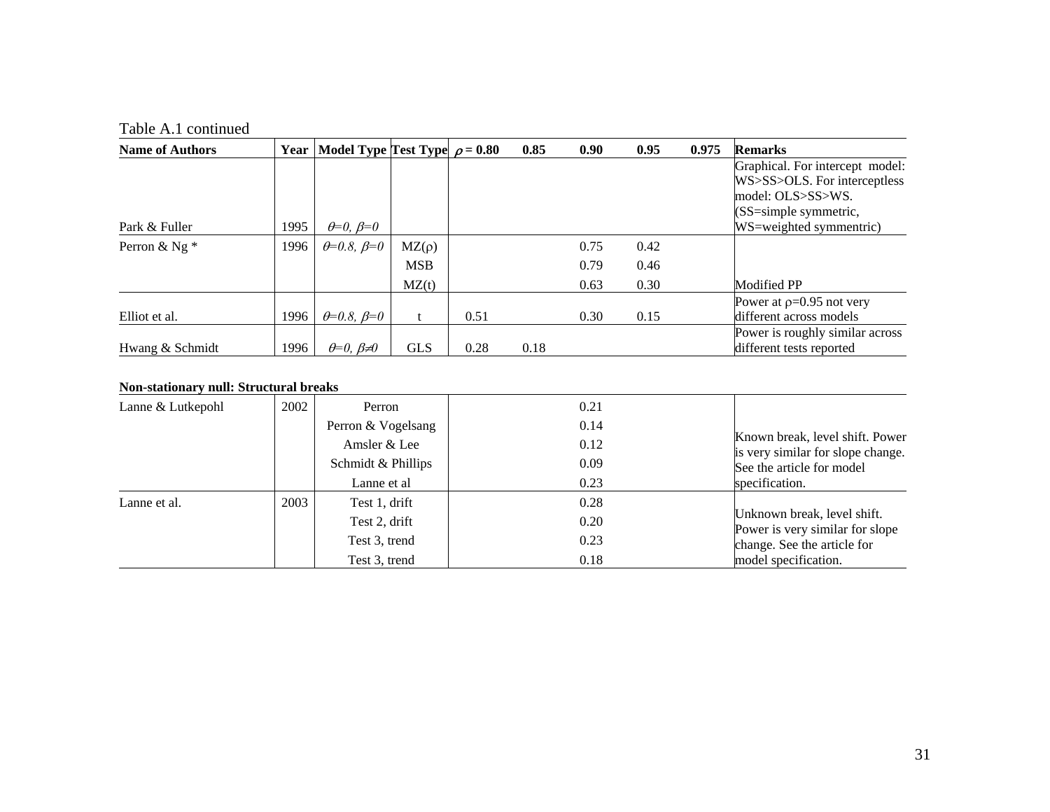Table A.1 continued

| Name of Authors | Year | Model Type | Test Type | $\rho$ = 0.80 | 0.85 | 0.90 | 0.95 | 0.975 | Remarks |
|---|---|---|---|---|---|---|---|---|---|
| Park & Fuller | 1995 | $\theta$=0, $\beta$=0 | | | | | | | Graphical. For intercept model: WS>SS>OLS. For interceptless model: OLS>SS>WS. (SS=simple symmetric, WS=weighted symmentric) |
| Perron & Ng * | 1996 | $\theta$=0.8, $\beta$=0 | MZ($\rho$) | | | 0.75 | 0.42 | | |
| | | | MSB | | | 0.79 | 0.46 | | |
| | | | MZ(t) | | | 0.63 | 0.30 | | Modified PP |
| Elliot et al. | 1996 | $\theta$=0.8, $\beta$=0 | t | 0.51 | | 0.30 | 0.15 | | Power at $\rho$=0.95 not very different across models |
| Hwang & Schmidt | 1996 | $\theta$=0, $\beta \neq 0$ | GLS | 0.28 | 0.18 | | | | Power is roughly similar across different tests reported |

**Non-stationary null: Structural breaks**

| Name of Authors | Year | Test | Power | Remarks |
|---|---|---|---|---|
| Lanne & Lutkepohl | 2002 | Perron | 0.21 | Known break, level shift. Power is very similar for slope change. See the article for model specification. |
| | | Perron & Vogelsang | 0.14 | |
| | | Amsler & Lee | 0.12 | |
| | | Schmidt & Phillips | 0.09 | |
| | | Lanne et al | 0.23 | |
| Lanne et al. | 2003 | Test 1, drift | 0.28 | Unknown break, level shift. Power is very similar for slope change. See the article for model specification. |
| | | Test 2, drift | 0.20 | |
| | | Test 3, trend | 0.23 | |
| | | Test 3, trend | 0.18 | |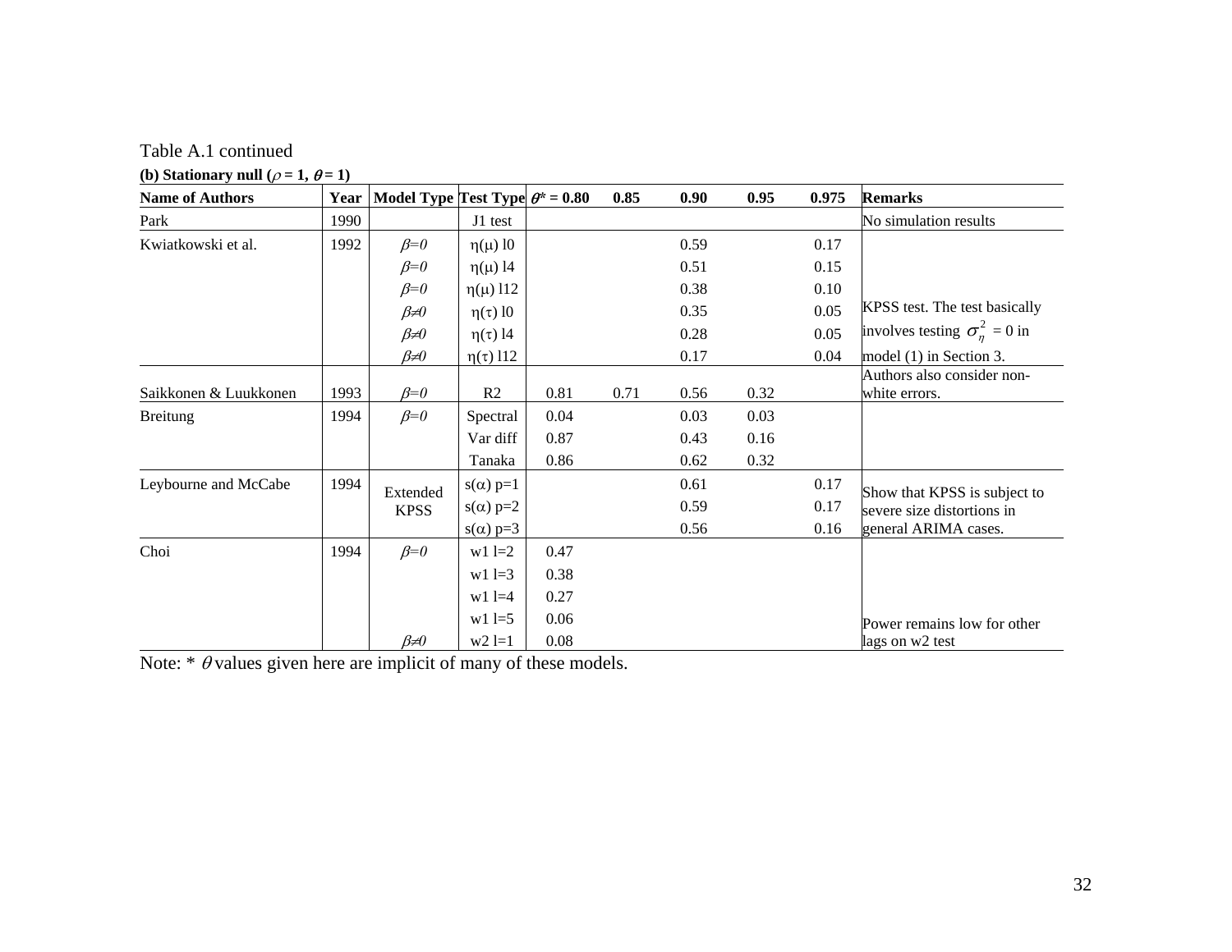Table A.1 continued

**(b) Stationary null ($\rho = 1,\ \theta = 1$)**

| Name of Authors | Year | Model Type | Test Type | $\theta$* = 0.80 | 0.85 | 0.90 | 0.95 | 0.975 | Remarks |
|---|---|---|---|---|---|---|---|---|---|
| Park | 1990 | | J1 test | | | | | | No simulation results |
| Kwiatkowski et al. | 1992 | $\beta=0$ | $\eta(\mu)$ l0 | | | 0.59 | | 0.17 | |
| | | $\beta=0$ | $\eta(\mu)$ l4 | | | 0.51 | | 0.15 | |
| | | $\beta=0$ | $\eta(\mu)$ l12 | | | 0.38 | | 0.10 | |
| | | $\beta\neq0$ | $\eta(\tau)$ l0 | | | 0.35 | | 0.05 | KPSS test. The test basically |
| | | $\beta\neq0$ | $\eta(\tau)$ l4 | | | 0.28 | | 0.05 | involves testing $\sigma_{\eta}^{2}$ = 0 in |
| | | $\beta\neq0$ | $\eta(\tau)$ l12 | | | 0.17 | | 0.04 | model (1) in Section 3. |
| Saikkonen & Luukkonen | 1993 | $\beta=0$ | R2 | 0.81 | 0.71 | 0.56 | 0.32 | | Authors also consider non-white errors. |
| Breitung | 1994 | $\beta=0$ | Spectral | 0.04 | | 0.03 | 0.03 | | |
| | | | Var diff | 0.87 | | 0.43 | 0.16 | | |
| | | | Tanaka | 0.86 | | 0.62 | 0.32 | | |
| Leybourne and McCabe | 1994 | Extended KPSS | $s(\alpha)$ p=1 | | | 0.61 | | 0.17 | Show that KPSS is subject to |
| | | | $s(\alpha)$ p=2 | | | 0.59 | | 0.17 | severe size distortions in |
| | | | $s(\alpha)$ p=3 | | | 0.56 | | 0.16 | general ARIMA cases. |
| Choi | 1994 | $\beta=0$ | w1 l=2 | 0.47 | | | | | |
| | | | w1 l=3 | 0.38 | | | | | |
| | | | w1 l=4 | 0.27 | | | | | |
| | | | w1 l=5 | 0.06 | | | | | Power remains low for other |
| | | $\beta\neq0$ | w2 l=1 | 0.08 | | | | | lags on w2 test |

Note: * $\theta$ values given here are implicit of many of these models.